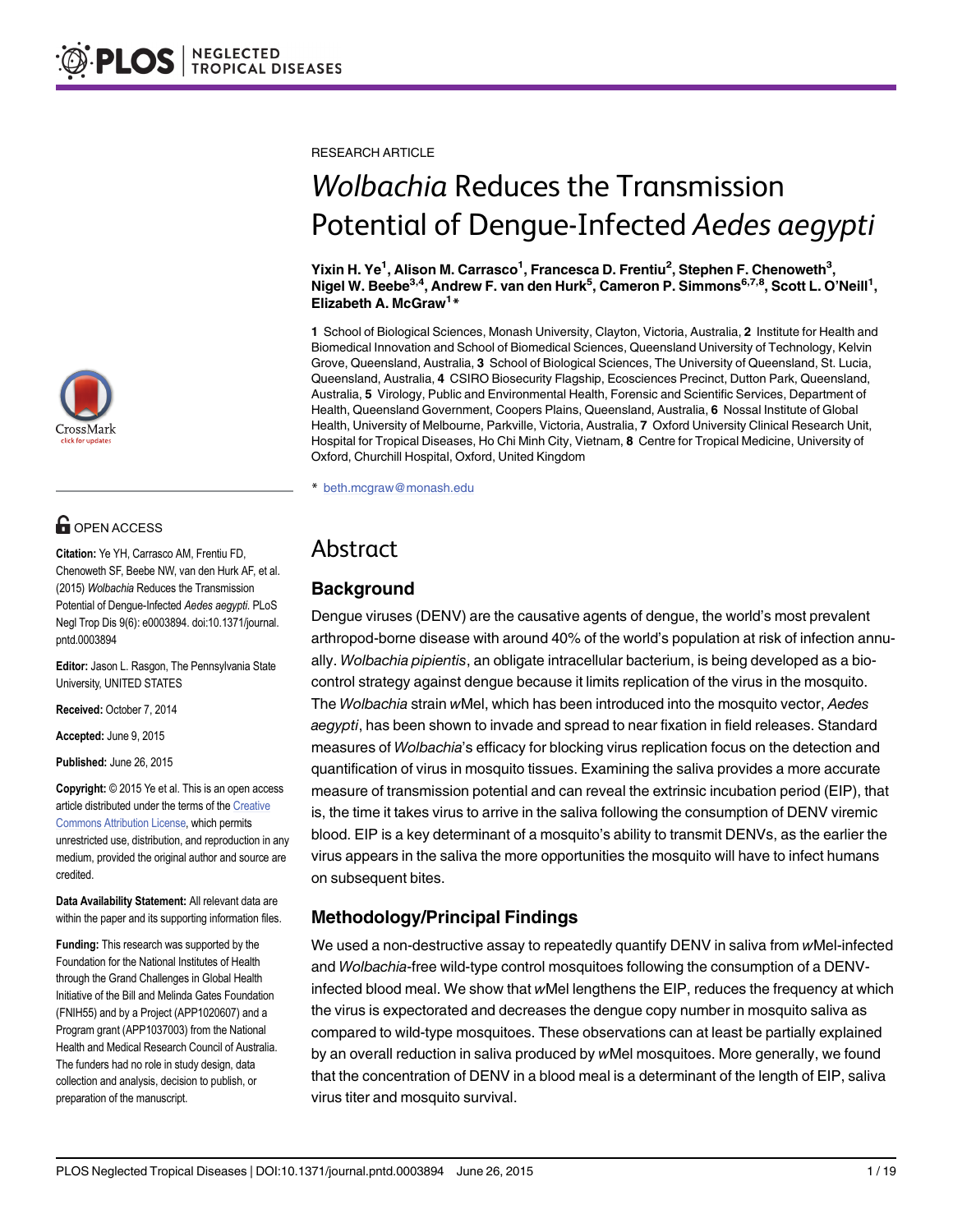RESEARCH ARTICLE

# *Wolbachia* Reduces the Transmission Potential of Dengue-Infected *Aedes aegypti*

**Yixin H. Ye[1], Alison M. Carrasco[1], Francesca D. Frentiu[2], Stephen F. Chenoweth[3], Nigel W. Beebe[3,4], Andrew F. van den Hurk[5], Cameron P. Simmons[6,7,8], Scott L. O'Neill[1], Elizabeth A. McGraw[1]***

**1** School of Biological Sciences, Monash University, Clayton, Victoria, Australia, **2** Institute for Health and Biomedical Innovation and School of Biomedical Sciences, Queensland University of Technology, Kelvin Grove, Queensland, Australia, **3** School of Biological Sciences, The University of Queensland, St. Lucia, Queensland, Australia, **4** CSIRO Biosecurity Flagship, Ecosciences Precinct, Dutton Park, Queensland, Australia, **5** Virology, Public and Environmental Health, Forensic and Scientific Services, Department of Health, Queensland Government, Coopers Plains, Queensland, Australia, **6** Nossal Institute of Global Health, University of Melbourne, Parkville, Victoria, Australia, **7** Oxford University Clinical Research Unit, Hospital for Tropical Diseases, Ho Chi Minh City, Vietnam, **8** Centre for Tropical Medicine, University of Oxford, Churchill Hospital, Oxford, United Kingdom

* beth.mcgraw@monash.edu

OPEN ACCESS

**Citation:** Ye YH, Carrasco AM, Frentiu FD, Chenoweth SF, Beebe NW, van den Hurk AF, et al. (2015) *Wolbachia* Reduces the Transmission Potential of Dengue-Infected *Aedes aegypti*. PLoS Negl Trop Dis 9(6): e0003894. doi:10.1371/journal.pntd.0003894

**Editor:** Jason L. Rasgon, The Pennsylvania State University, UNITED STATES

**Received:** October 7, 2014

**Accepted:** June 9, 2015

**Published:** June 26, 2015

**Copyright:** © 2015 Ye et al. This is an open access article distributed under the terms of the Creative Commons Attribution License, which permits unrestricted use, distribution, and reproduction in any medium, provided the original author and source are credited.

**Data Availability Statement:** All relevant data are within the paper and its supporting information files.

**Funding:** This research was supported by the Foundation for the National Institutes of Health through the Grand Challenges in Global Health Initiative of the Bill and Melinda Gates Foundation (FNIH55) and by a Project (APP1020607) and a Program grant (APP1037003) from the National Health and Medical Research Council of Australia. The funders had no role in study design, data collection and analysis, decision to publish, or preparation of the manuscript.

## Abstract

### Background

Dengue viruses (DENV) are the causative agents of dengue, the world's most prevalent arthropod-borne disease with around 40% of the world's population at risk of infection annually. *Wolbachia pipientis*, an obligate intracellular bacterium, is being developed as a biocontrol strategy against dengue because it limits replication of the virus in the mosquito. The *Wolbachia* strain *w*Mel, which has been introduced into the mosquito vector, *Aedes aegypti*, has been shown to invade and spread to near fixation in field releases. Standard measures of *Wolbachia*'s efficacy for blocking virus replication focus on the detection and quantification of virus in mosquito tissues. Examining the saliva provides a more accurate measure of transmission potential and can reveal the extrinsic incubation period (EIP), that is, the time it takes virus to arrive in the saliva following the consumption of DENV viremic blood. EIP is a key determinant of a mosquito's ability to transmit DENVs, as the earlier the virus appears in the saliva the more opportunities the mosquito will have to infect humans on subsequent bites.

### Methodology/Principal Findings

We used a non-destructive assay to repeatedly quantify DENV in saliva from *w*Mel-infected and *Wolbachia*-free wild-type control mosquitoes following the consumption of a DENV-infected blood meal. We show that *w*Mel lengthens the EIP, reduces the frequency at which the virus is expectorated and decreases the dengue copy number in mosquito saliva as compared to wild-type mosquitoes. These observations can at least be partially explained by an overall reduction in saliva produced by *w*Mel mosquitoes. More generally, we found that the concentration of DENV in a blood meal is a determinant of the length of EIP, saliva virus titer and mosquito survival.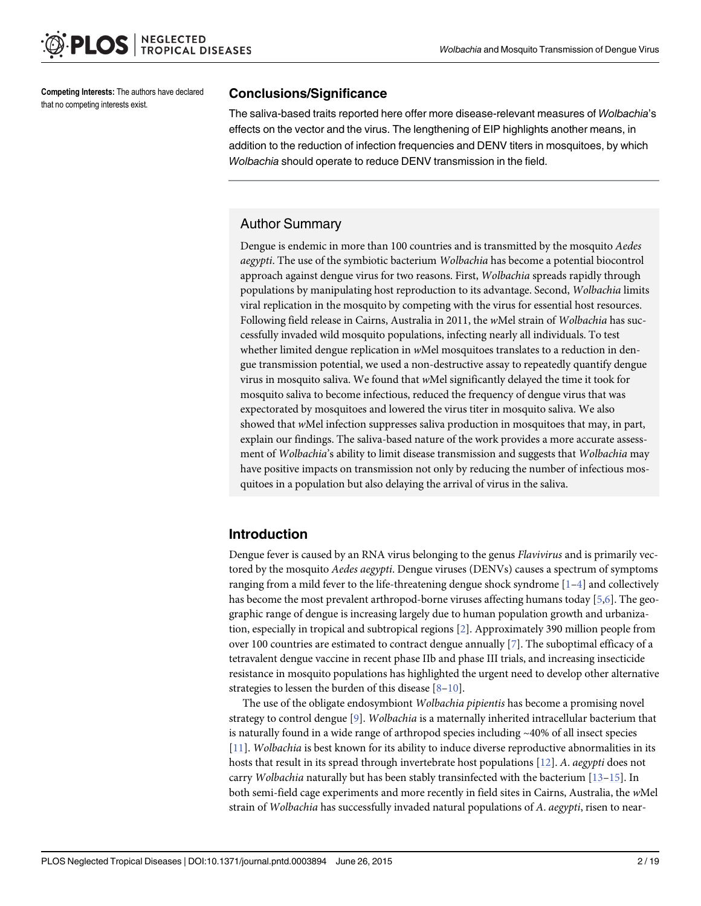**Competing Interests:** The authors have declared that no competing interests exist.

## Conclusions/Significance

The saliva-based traits reported here offer more disease-relevant measures of *Wolbachia*'s effects on the vector and the virus. The lengthening of EIP highlights another means, in addition to the reduction of infection frequencies and DENV titers in mosquitoes, by which *Wolbachia* should operate to reduce DENV transmission in the field.

## Author Summary

Dengue is endemic in more than 100 countries and is transmitted by the mosquito *Aedes aegypti*. The use of the symbiotic bacterium *Wolbachia* has become a potential biocontrol approach against dengue virus for two reasons. First, *Wolbachia* spreads rapidly through populations by manipulating host reproduction to its advantage. Second, *Wolbachia* limits viral replication in the mosquito by competing with the virus for essential host resources. Following field release in Cairns, Australia in 2011, the *w*Mel strain of *Wolbachia* has successfully invaded wild mosquito populations, infecting nearly all individuals. To test whether limited dengue replication in *w*Mel mosquitoes translates to a reduction in dengue transmission potential, we used a non-destructive assay to repeatedly quantify dengue virus in mosquito saliva. We found that *w*Mel significantly delayed the time it took for mosquito saliva to become infectious, reduced the frequency of dengue virus that was expectorated by mosquitoes and lowered the virus titer in mosquito saliva. We also showed that *w*Mel infection suppresses saliva production in mosquitoes that may, in part, explain our findings. The saliva-based nature of the work provides a more accurate assessment of *Wolbachia*'s ability to limit disease transmission and suggests that *Wolbachia* may have positive impacts on transmission not only by reducing the number of infectious mosquitoes in a population but also delaying the arrival of virus in the saliva.

## Introduction

Dengue fever is caused by an RNA virus belonging to the genus *Flavivirus* and is primarily vectored by the mosquito *Aedes aegypti*. Dengue viruses (DENVs) causes a spectrum of symptoms ranging from a mild fever to the life-threatening dengue shock syndrome [1–4] and collectively has become the most prevalent arthropod-borne viruses affecting humans today [5,6]. The geographic range of dengue is increasing largely due to human population growth and urbanization, especially in tropical and subtropical regions [2]. Approximately 390 million people from over 100 countries are estimated to contract dengue annually [7]. The suboptimal efficacy of a tetravalent dengue vaccine in recent phase IIb and phase III trials, and increasing insecticide resistance in mosquito populations has highlighted the urgent need to develop other alternative strategies to lessen the burden of this disease [8–10].

The use of the obligate endosymbiont *Wolbachia pipientis* has become a promising novel strategy to control dengue [9]. *Wolbachia* is a maternally inherited intracellular bacterium that is naturally found in a wide range of arthropod species including ~40% of all insect species [11]. *Wolbachia* is best known for its ability to induce diverse reproductive abnormalities in its hosts that result in its spread through invertebrate host populations [12]. *A. aegypti* does not carry *Wolbachia* naturally but has been stably transinfected with the bacterium [13–15]. In both semi-field cage experiments and more recently in field sites in Cairns, Australia, the *w*Mel strain of *Wolbachia* has successfully invaded natural populations of *A. aegypti*, risen to near-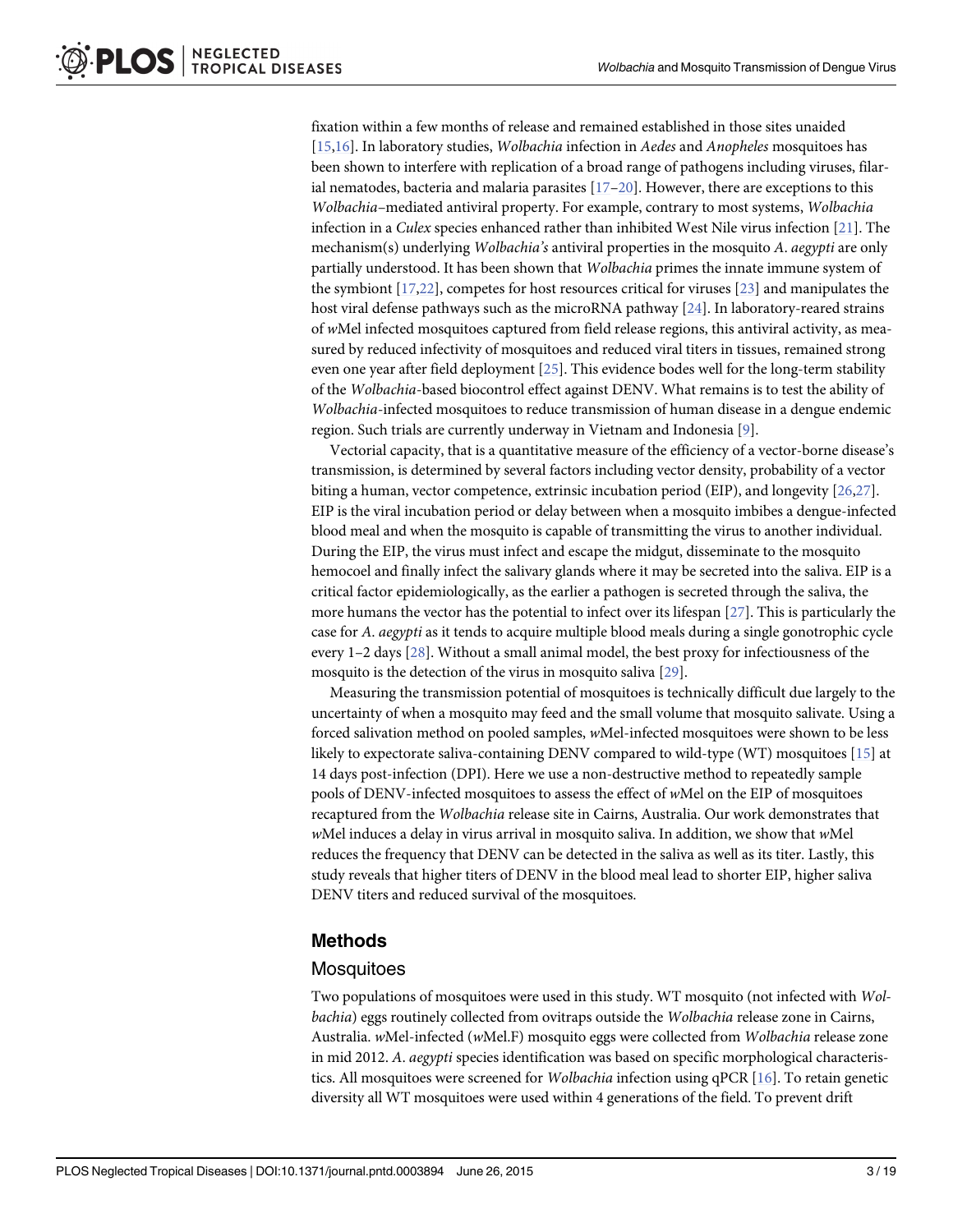fixation within a few months of release and remained established in those sites unaided [15,16]. In laboratory studies, *Wolbachia* infection in *Aedes* and *Anopheles* mosquitoes has been shown to interfere with replication of a broad range of pathogens including viruses, filarial nematodes, bacteria and malaria parasites [17–20]. However, there are exceptions to this *Wolbachia*–mediated antiviral property. For example, contrary to most systems, *Wolbachia* infection in a *Culex* species enhanced rather than inhibited West Nile virus infection [21]. The mechanism(s) underlying *Wolbachia's* antiviral properties in the mosquito *A*. *aegypti* are only partially understood. It has been shown that *Wolbachia* primes the innate immune system of the symbiont [17,22], competes for host resources critical for viruses [23] and manipulates the host viral defense pathways such as the microRNA pathway [24]. In laboratory-reared strains of *w*Mel infected mosquitoes captured from field release regions, this antiviral activity, as measured by reduced infectivity of mosquitoes and reduced viral titers in tissues, remained strong even one year after field deployment [25]. This evidence bodes well for the long-term stability of the *Wolbachia*-based biocontrol effect against DENV. What remains is to test the ability of *Wolbachia*-infected mosquitoes to reduce transmission of human disease in a dengue endemic region. Such trials are currently underway in Vietnam and Indonesia [9].

Vectorial capacity, that is a quantitative measure of the efficiency of a vector-borne disease's transmission, is determined by several factors including vector density, probability of a vector biting a human, vector competence, extrinsic incubation period (EIP), and longevity [26,27]. EIP is the viral incubation period or delay between when a mosquito imbibes a dengue-infected blood meal and when the mosquito is capable of transmitting the virus to another individual. During the EIP, the virus must infect and escape the midgut, disseminate to the mosquito hemocoel and finally infect the salivary glands where it may be secreted into the saliva. EIP is a critical factor epidemiologically, as the earlier a pathogen is secreted through the saliva, the more humans the vector has the potential to infect over its lifespan [27]. This is particularly the case for *A*. *aegypti* as it tends to acquire multiple blood meals during a single gonotrophic cycle every 1–2 days [28]. Without a small animal model, the best proxy for infectiousness of the mosquito is the detection of the virus in mosquito saliva [29].

Measuring the transmission potential of mosquitoes is technically difficult due largely to the uncertainty of when a mosquito may feed and the small volume that mosquito salivate. Using a forced salivation method on pooled samples, *w*Mel-infected mosquitoes were shown to be less likely to expectorate saliva-containing DENV compared to wild-type (WT) mosquitoes [15] at 14 days post-infection (DPI). Here we use a non-destructive method to repeatedly sample pools of DENV-infected mosquitoes to assess the effect of *w*Mel on the EIP of mosquitoes recaptured from the *Wolbachia* release site in Cairns, Australia. Our work demonstrates that *w*Mel induces a delay in virus arrival in mosquito saliva. In addition, we show that *w*Mel reduces the frequency that DENV can be detected in the saliva as well as its titer. Lastly, this study reveals that higher titers of DENV in the blood meal lead to shorter EIP, higher saliva DENV titers and reduced survival of the mosquitoes.

## Methods

### Mosquitoes

Two populations of mosquitoes were used in this study. WT mosquito (not infected with *Wolbachia*) eggs routinely collected from ovitraps outside the *Wolbachia* release zone in Cairns, Australia. *w*Mel-infected (*w*Mel.F) mosquito eggs were collected from *Wolbachia* release zone in mid 2012. *A*. *aegypti* species identification was based on specific morphological characteristics. All mosquitoes were screened for *Wolbachia* infection using qPCR [16]. To retain genetic diversity all WT mosquitoes were used within 4 generations of the field. To prevent drift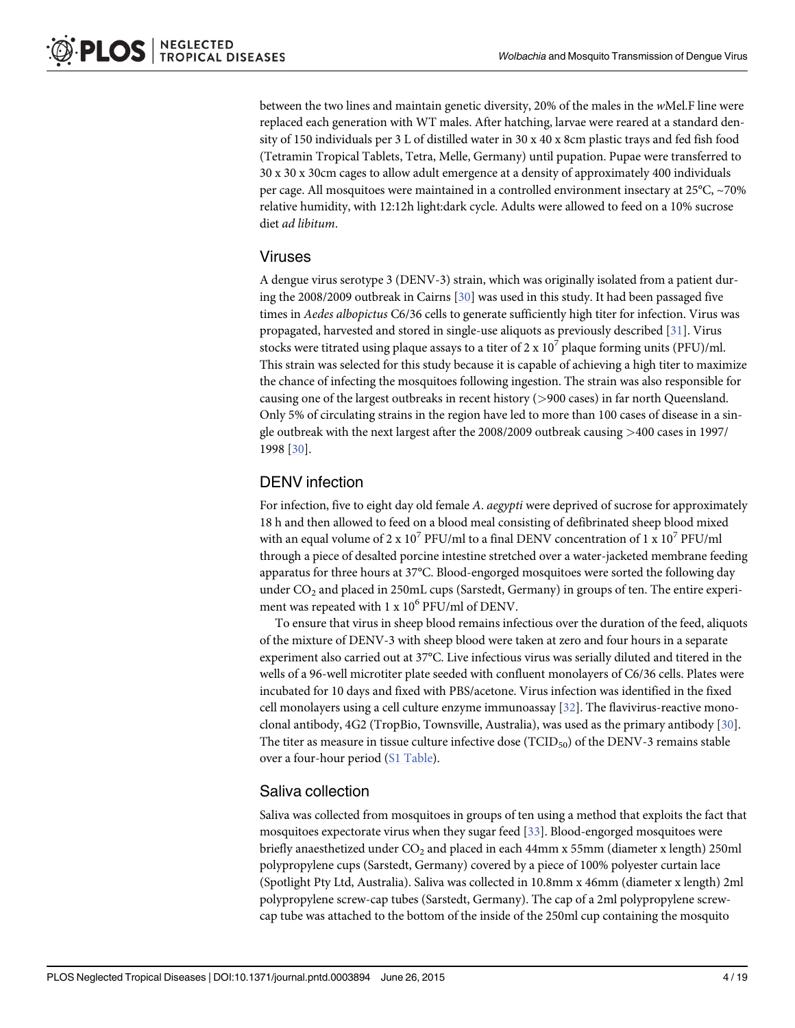between the two lines and maintain genetic diversity, 20% of the males in the *w*Mel.F line were replaced each generation with WT males. After hatching, larvae were reared at a standard density of 150 individuals per 3 L of distilled water in 30 x 40 x 8cm plastic trays and fed fish food (Tetramin Tropical Tablets, Tetra, Melle, Germany) until pupation. Pupae were transferred to 30 x 30 x 30cm cages to allow adult emergence at a density of approximately 400 individuals per cage. All mosquitoes were maintained in a controlled environment insectary at 25°C, ~70% relative humidity, with 12:12h light:dark cycle. Adults were allowed to feed on a 10% sucrose diet *ad libitum*.

## Viruses

A dengue virus serotype 3 (DENV-3) strain, which was originally isolated from a patient during the 2008/2009 outbreak in Cairns [30] was used in this study. It had been passaged five times in *Aedes albopictus* C6/36 cells to generate sufficiently high titer for infection. Virus was propagated, harvested and stored in single-use aliquots as previously described [31]. Virus stocks were titrated using plaque assays to a titer of $2 \times 10^7$ plaque forming units (PFU)/ml. This strain was selected for this study because it is capable of achieving a high titer to maximize the chance of infecting the mosquitoes following ingestion. The strain was also responsible for causing one of the largest outbreaks in recent history (>900 cases) in far north Queensland. Only 5% of circulating strains in the region have led to more than 100 cases of disease in a single outbreak with the next largest after the 2008/2009 outbreak causing >400 cases in 1997/1998 [30].

## DENV infection

For infection, five to eight day old female *A. aegypti* were deprived of sucrose for approximately 18 h and then allowed to feed on a blood meal consisting of defibrinated sheep blood mixed with an equal volume of $2 \times 10^7$ PFU/ml to a final DENV concentration of $1 \times 10^7$ PFU/ml through a piece of desalted porcine intestine stretched over a water-jacketed membrane feeding apparatus for three hours at 37°C. Blood-engorged mosquitoes were sorted the following day under $CO_2$ and placed in 250mL cups (Sarstedt, Germany) in groups of ten. The entire experiment was repeated with $1 \times 10^6$ PFU/ml of DENV.

To ensure that virus in sheep blood remains infectious over the duration of the feed, aliquots of the mixture of DENV-3 with sheep blood were taken at zero and four hours in a separate experiment also carried out at 37°C. Live infectious virus was serially diluted and titered in the wells of a 96-well microtiter plate seeded with confluent monolayers of C6/36 cells. Plates were incubated for 10 days and fixed with PBS/acetone. Virus infection was identified in the fixed cell monolayers using a cell culture enzyme immunoassay [32]. The flavivirus-reactive monoclonal antibody, 4G2 (TropBio, Townsville, Australia), was used as the primary antibody [30]. The titer as measure in tissue culture infective dose ($TCID_{50}$) of the DENV-3 remains stable over a four-hour period (S1 Table).

## Saliva collection

Saliva was collected from mosquitoes in groups of ten using a method that exploits the fact that mosquitoes expectorate virus when they sugar feed [33]. Blood-engorged mosquitoes were briefly anaesthetized under $CO_2$ and placed in each 44mm x 55mm (diameter x length) 250ml polypropylene cups (Sarstedt, Germany) covered by a piece of 100% polyester curtain lace (Spotlight Pty Ltd, Australia). Saliva was collected in 10.8mm x 46mm (diameter x length) 2ml polypropylene screw-cap tubes (Sarstedt, Germany). The cap of a 2ml polypropylene screw-cap tube was attached to the bottom of the inside of the 250ml cup containing the mosquito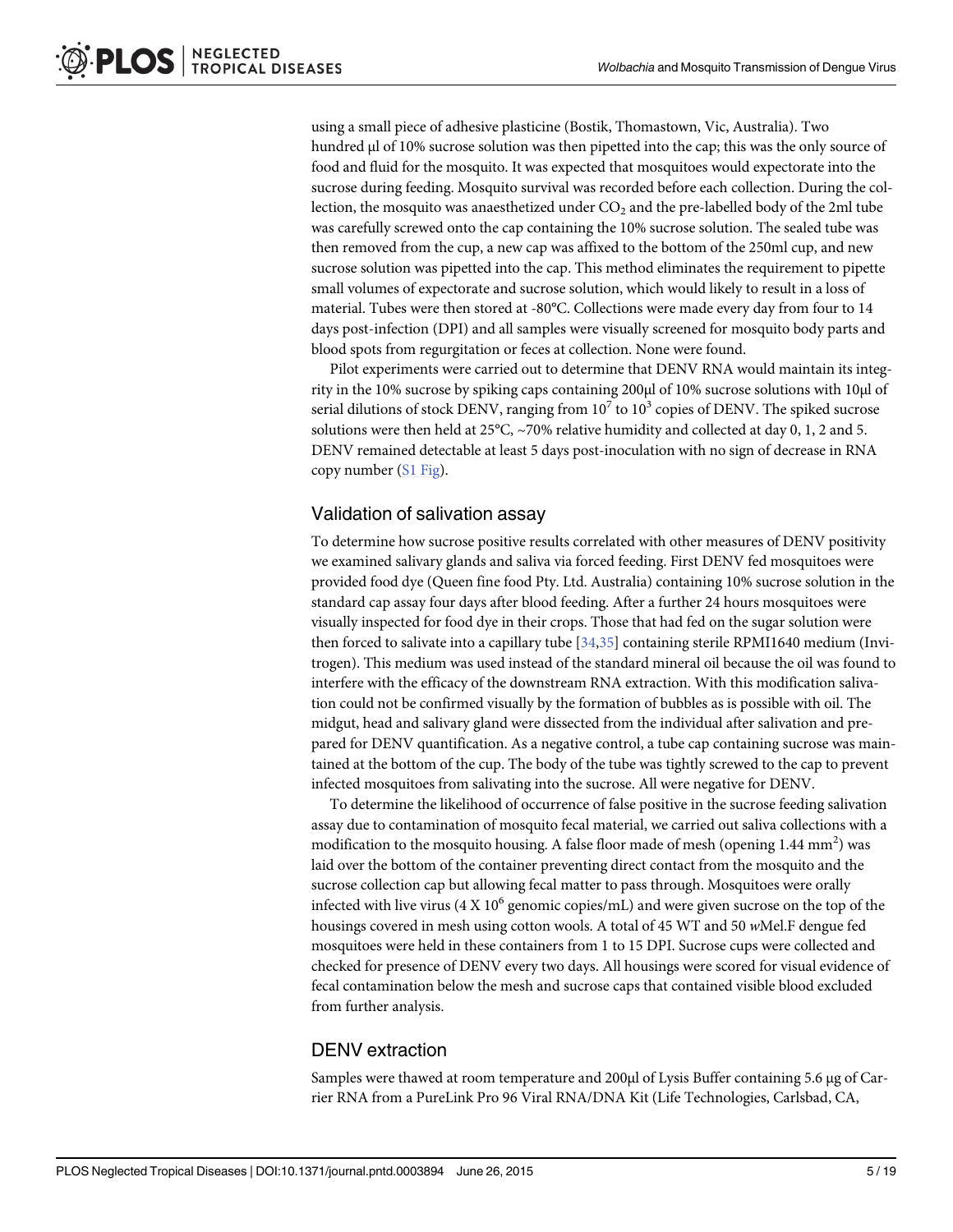using a small piece of adhesive plasticine (Bostik, Thomastown, Vic, Australia). Two hundred μl of 10% sucrose solution was then pipetted into the cap; this was the only source of food and fluid for the mosquito. It was expected that mosquitoes would expectorate into the sucrose during feeding. Mosquito survival was recorded before each collection. During the collection, the mosquito was anaesthetized under $CO_2$ and the pre-labelled body of the 2ml tube was carefully screwed onto the cap containing the 10% sucrose solution. The sealed tube was then removed from the cup, a new cap was affixed to the bottom of the 250ml cup, and new sucrose solution was pipetted into the cap. This method eliminates the requirement to pipette small volumes of expectorate and sucrose solution, which would likely to result in a loss of material. Tubes were then stored at -80°C. Collections were made every day from four to 14 days post-infection (DPI) and all samples were visually screened for mosquito body parts and blood spots from regurgitation or feces at collection. None were found.

Pilot experiments were carried out to determine that DENV RNA would maintain its integrity in the 10% sucrose by spiking caps containing 200μl of 10% sucrose solutions with 10μl of serial dilutions of stock DENV, ranging from $10^7$ to $10^3$ copies of DENV. The spiked sucrose solutions were then held at 25°C, ~70% relative humidity and collected at day 0, 1, 2 and 5. DENV remained detectable at least 5 days post-inoculation with no sign of decrease in RNA copy number (S1 Fig).

## Validation of salivation assay

To determine how sucrose positive results correlated with other measures of DENV positivity we examined salivary glands and saliva via forced feeding. First DENV fed mosquitoes were provided food dye (Queen fine food Pty. Ltd. Australia) containing 10% sucrose solution in the standard cap assay four days after blood feeding. After a further 24 hours mosquitoes were visually inspected for food dye in their crops. Those that had fed on the sugar solution were then forced to salivate into a capillary tube [34,35] containing sterile RPMI1640 medium (Invitrogen). This medium was used instead of the standard mineral oil because the oil was found to interfere with the efficacy of the downstream RNA extraction. With this modification salivation could not be confirmed visually by the formation of bubbles as is possible with oil. The midgut, head and salivary gland were dissected from the individual after salivation and prepared for DENV quantification. As a negative control, a tube cap containing sucrose was maintained at the bottom of the cup. The body of the tube was tightly screwed to the cap to prevent infected mosquitoes from salivating into the sucrose. All were negative for DENV.

To determine the likelihood of occurrence of false positive in the sucrose feeding salivation assay due to contamination of mosquito fecal material, we carried out saliva collections with a modification to the mosquito housing. A false floor made of mesh (opening 1.44 $mm^2$) was laid over the bottom of the container preventing direct contact from the mosquito and the sucrose collection cap but allowing fecal matter to pass through. Mosquitoes were orally infected with live virus ($4 \times 10^6$ genomic copies/mL) and were given sucrose on the top of the housings covered in mesh using cotton wools. A total of 45 WT and 50 *w*Mel.F dengue fed mosquitoes were held in these containers from 1 to 15 DPI. Sucrose cups were collected and checked for presence of DENV every two days. All housings were scored for visual evidence of fecal contamination below the mesh and sucrose caps that contained visible blood excluded from further analysis.

## DENV extraction

Samples were thawed at room temperature and 200μl of Lysis Buffer containing 5.6 μg of Carrier RNA from a PureLink Pro 96 Viral RNA/DNA Kit (Life Technologies, Carlsbad, CA,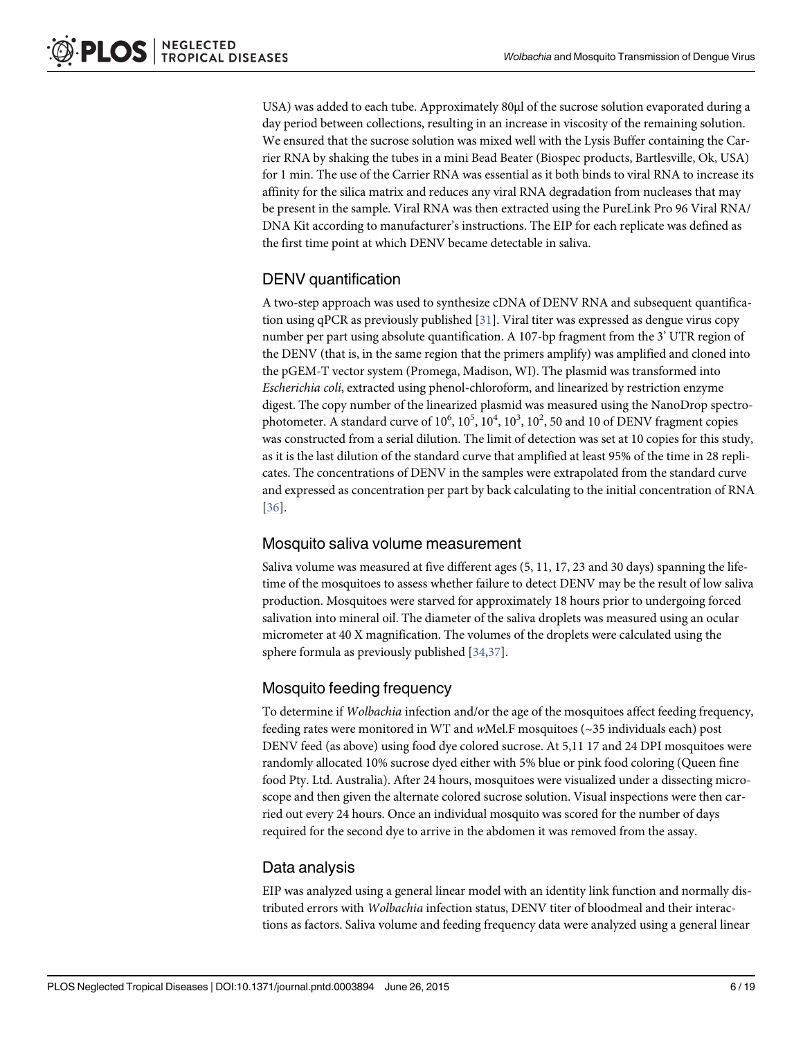USA) was added to each tube. Approximately 80μl of the sucrose solution evaporated during a day period between collections, resulting in an increase in viscosity of the remaining solution. We ensured that the sucrose solution was mixed well with the Lysis Buffer containing the Carrier RNA by shaking the tubes in a mini Bead Beater (Biospec products, Bartlesville, Ok, USA) for 1 min. The use of the Carrier RNA was essential as it both binds to viral RNA to increase its affinity for the silica matrix and reduces any viral RNA degradation from nucleases that may be present in the sample. Viral RNA was then extracted using the PureLink Pro 96 Viral RNA/ DNA Kit according to manufacturer's instructions. The EIP for each replicate was defined as the first time point at which DENV became detectable in saliva.

## DENV quantification

A two-step approach was used to synthesize cDNA of DENV RNA and subsequent quantification using qPCR as previously published [31]. Viral titer was expressed as dengue virus copy number per part using absolute quantification. A 107-bp fragment from the 3' UTR region of the DENV (that is, in the same region that the primers amplify) was amplified and cloned into the pGEM-T vector system (Promega, Madison, WI). The plasmid was transformed into *Escherichia coli*, extracted using phenol-chloroform, and linearized by restriction enzyme digest. The copy number of the linearized plasmid was measured using the NanoDrop spectrophotometer. A standard curve of $10^6$, $10^5$, $10^4$, $10^3$, $10^2$, 50 and 10 of DENV fragment copies was constructed from a serial dilution. The limit of detection was set at 10 copies for this study, as it is the last dilution of the standard curve that amplified at least 95% of the time in 28 replicates. The concentrations of DENV in the samples were extrapolated from the standard curve and expressed as concentration per part by back calculating to the initial concentration of RNA [36].

## Mosquito saliva volume measurement

Saliva volume was measured at five different ages (5, 11, 17, 23 and 30 days) spanning the lifetime of the mosquitoes to assess whether failure to detect DENV may be the result of low saliva production. Mosquitoes were starved for approximately 18 hours prior to undergoing forced salivation into mineral oil. The diameter of the saliva droplets was measured using an ocular micrometer at 40 X magnification. The volumes of the droplets were calculated using the sphere formula as previously published [34,37].

## Mosquito feeding frequency

To determine if *Wolbachia* infection and/or the age of the mosquitoes affect feeding frequency, feeding rates were monitored in WT and *w*Mel.F mosquitoes (~35 individuals each) post DENV feed (as above) using food dye colored sucrose. At 5,11 17 and 24 DPI mosquitoes were randomly allocated 10% sucrose dyed either with 5% blue or pink food coloring (Queen fine food Pty. Ltd. Australia). After 24 hours, mosquitoes were visualized under a dissecting microscope and then given the alternate colored sucrose solution. Visual inspections were then carried out every 24 hours. Once an individual mosquito was scored for the number of days required for the second dye to arrive in the abdomen it was removed from the assay.

## Data analysis

EIP was analyzed using a general linear model with an identity link function and normally distributed errors with *Wolbachia* infection status, DENV titer of bloodmeal and their interactions as factors. Saliva volume and feeding frequency data were analyzed using a general linear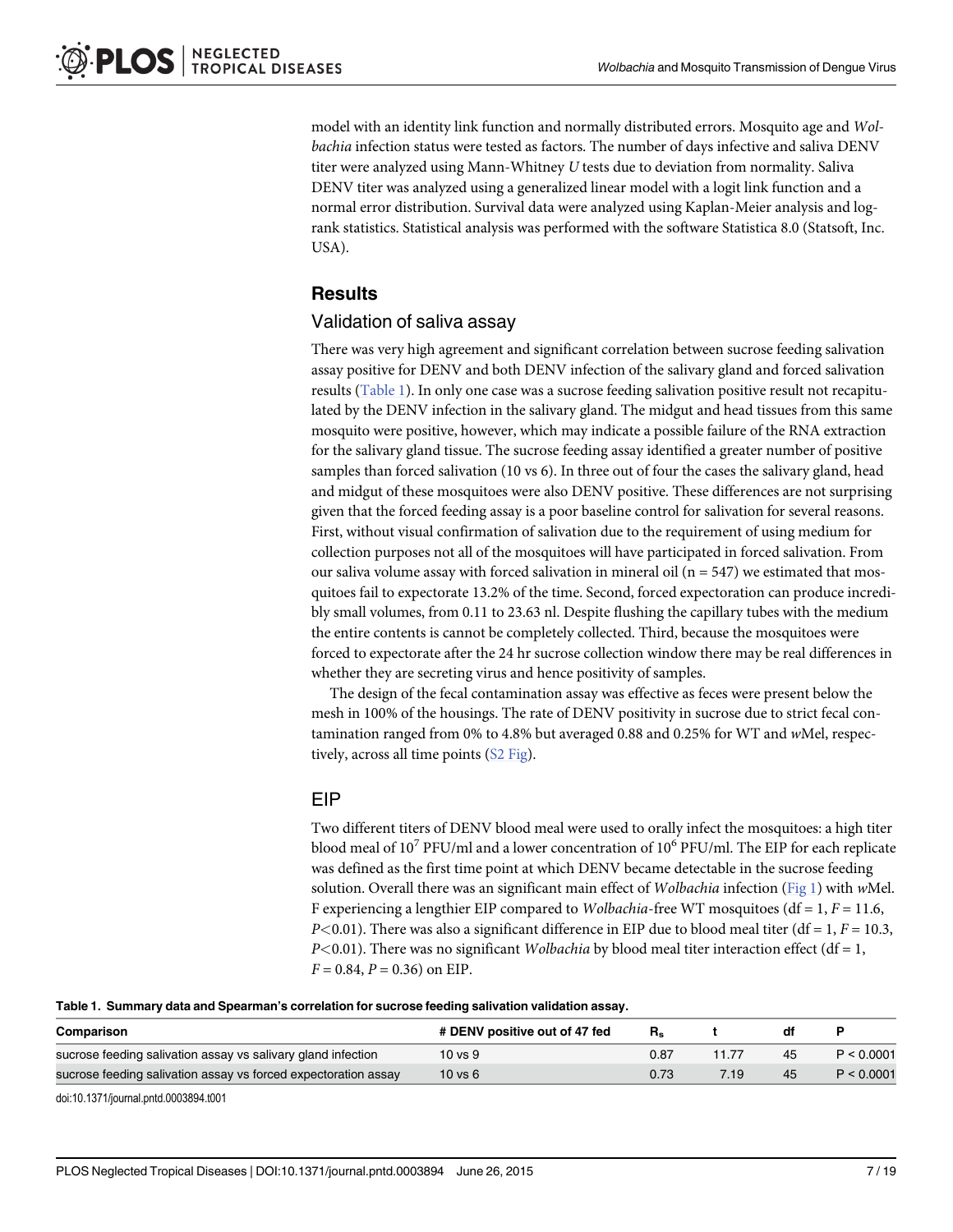model with an identity link function and normally distributed errors. Mosquito age and *Wolbachia* infection status were tested as factors. The number of days infective and saliva DENV titer were analyzed using Mann-Whitney *U* tests due to deviation from normality. Saliva DENV titer was analyzed using a generalized linear model with a logit link function and a normal error distribution. Survival data were analyzed using Kaplan-Meier analysis and log-rank statistics. Statistical analysis was performed with the software Statistica 8.0 (Statsoft, Inc. USA).

## Results

### Validation of saliva assay

There was very high agreement and significant correlation between sucrose feeding salivation assay positive for DENV and both DENV infection of the salivary gland and forced salivation results (Table 1). In only one case was a sucrose feeding salivation positive result not recapitulated by the DENV infection in the salivary gland. The midgut and head tissues from this same mosquito were positive, however, which may indicate a possible failure of the RNA extraction for the salivary gland tissue. The sucrose feeding assay identified a greater number of positive samples than forced salivation (10 vs 6). In three out of four the cases the salivary gland, head and midgut of these mosquitoes were also DENV positive. These differences are not surprising given that the forced feeding assay is a poor baseline control for salivation for several reasons. First, without visual confirmation of salivation due to the requirement of using medium for collection purposes not all of the mosquitoes will have participated in forced salivation. From our saliva volume assay with forced salivation in mineral oil (n = 547) we estimated that mosquitoes fail to expectorate 13.2% of the time. Second, forced expectoration can produce incredibly small volumes, from 0.11 to 23.63 nl. Despite flushing the capillary tubes with the medium the entire contents is cannot be completely collected. Third, because the mosquitoes were forced to expectorate after the 24 hr sucrose collection window there may be real differences in whether they are secreting virus and hence positivity of samples.

The design of the fecal contamination assay was effective as feces were present below the mesh in 100% of the housings. The rate of DENV positivity in sucrose due to strict fecal contamination ranged from 0% to 4.8% but averaged 0.88 and 0.25% for WT and *w*Mel, respectively, across all time points (S2 Fig).

### EIP

Two different titers of DENV blood meal were used to orally infect the mosquitoes: a high titer blood meal of $10^7$ PFU/ml and a lower concentration of $10^6$ PFU/ml. The EIP for each replicate was defined as the first time point at which DENV became detectable in the sucrose feeding solution. Overall there was an significant main effect of *Wolbachia* infection (Fig 1) with *w*Mel. F experiencing a lengthier EIP compared to *Wolbachia*-free WT mosquitoes (df = 1, $F = 11.6$, $P<0.01$). There was also a significant difference in EIP due to blood meal titer (df = 1, $F = 10.3$, $P<0.01$). There was no significant *Wolbachia* by blood meal titer interaction effect (df = 1, $F = 0.84$, $P = 0.36$) on EIP.

**Table 1. Summary data and Spearman's correlation for sucrose feeding salivation validation assay.**

| Comparison | # DENV positive out of 47 fed | $R_s$ | t | df | P |
|---|---|---|---|---|---|
| sucrose feeding salivation assay vs salivary gland infection | 10 vs 9 | 0.87 | 11.77 | 45 | P < 0.0001 |
| sucrose feeding salivation assay vs forced expectoration assay | 10 vs 6 | 0.73 | 7.19 | 45 | P < 0.0001 |

doi:10.1371/journal.pntd.0003894.t001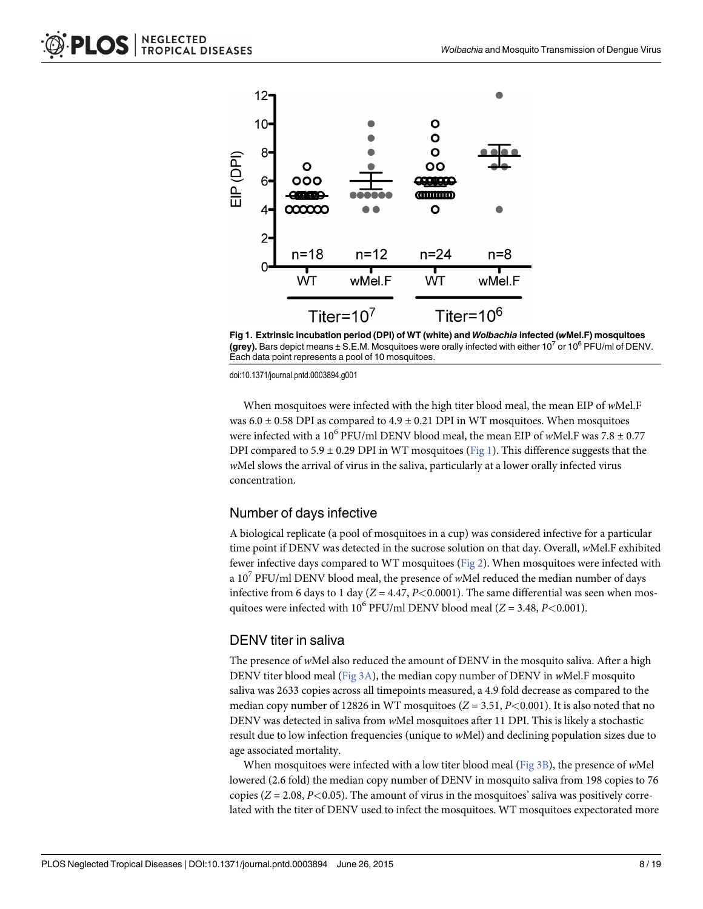Fig 1. Extrinsic incubation period (DPI) of WT (white) and *Wolbachia* infected (*w*Mel.F) mosquitoes (grey). Bars depict means ± S.E.M. Mosquitoes were orally infected with either $10^7$ or $10^6$ PFU/ml of DENV. Each data point represents a pool of 10 mosquitoes.

doi:10.1371/journal.pntd.0003894.g001

When mosquitoes were infected with the high titer blood meal, the mean EIP of *w*Mel.F was 6.0 ± 0.58 DPI as compared to 4.9 ± 0.21 DPI in WT mosquitoes. When mosquitoes were infected with a $10^6$ PFU/ml DENV blood meal, the mean EIP of *w*Mel.F was 7.8 ± 0.77 DPI compared to 5.9 ± 0.29 DPI in WT mosquitoes (Fig 1). This difference suggests that the *w*Mel slows the arrival of virus in the saliva, particularly at a lower orally infected virus concentration.

## Number of days infective

A biological replicate (a pool of mosquitoes in a cup) was considered infective for a particular time point if DENV was detected in the sucrose solution on that day. Overall, *w*Mel.F exhibited fewer infective days compared to WT mosquitoes (Fig 2). When mosquitoes were infected with a $10^7$ PFU/ml DENV blood meal, the presence of *w*Mel reduced the median number of days infective from 6 days to 1 day ($Z = 4.47$, $P<0.0001$). The same differential was seen when mosquitoes were infected with $10^6$ PFU/ml DENV blood meal ($Z = 3.48$, $P<0.001$).

## DENV titer in saliva

The presence of *w*Mel also reduced the amount of DENV in the mosquito saliva. After a high DENV titer blood meal (Fig 3A), the median copy number of DENV in *w*Mel.F mosquito saliva was 2633 copies across all timepoints measured, a 4.9 fold decrease as compared to the median copy number of 12826 in WT mosquitoes ($Z = 3.51$, $P<0.001$). It is also noted that no DENV was detected in saliva from *w*Mel mosquitoes after 11 DPI. This is likely a stochastic result due to low infection frequencies (unique to *w*Mel) and declining population sizes due to age associated mortality.

When mosquitoes were infected with a low titer blood meal (Fig 3B), the presence of *w*Mel lowered (2.6 fold) the median copy number of DENV in mosquito saliva from 198 copies to 76 copies ($Z = 2.08$, $P<0.05$). The amount of virus in the mosquitoes' saliva was positively correlated with the titer of DENV used to infect the mosquitoes. WT mosquitoes expectorated more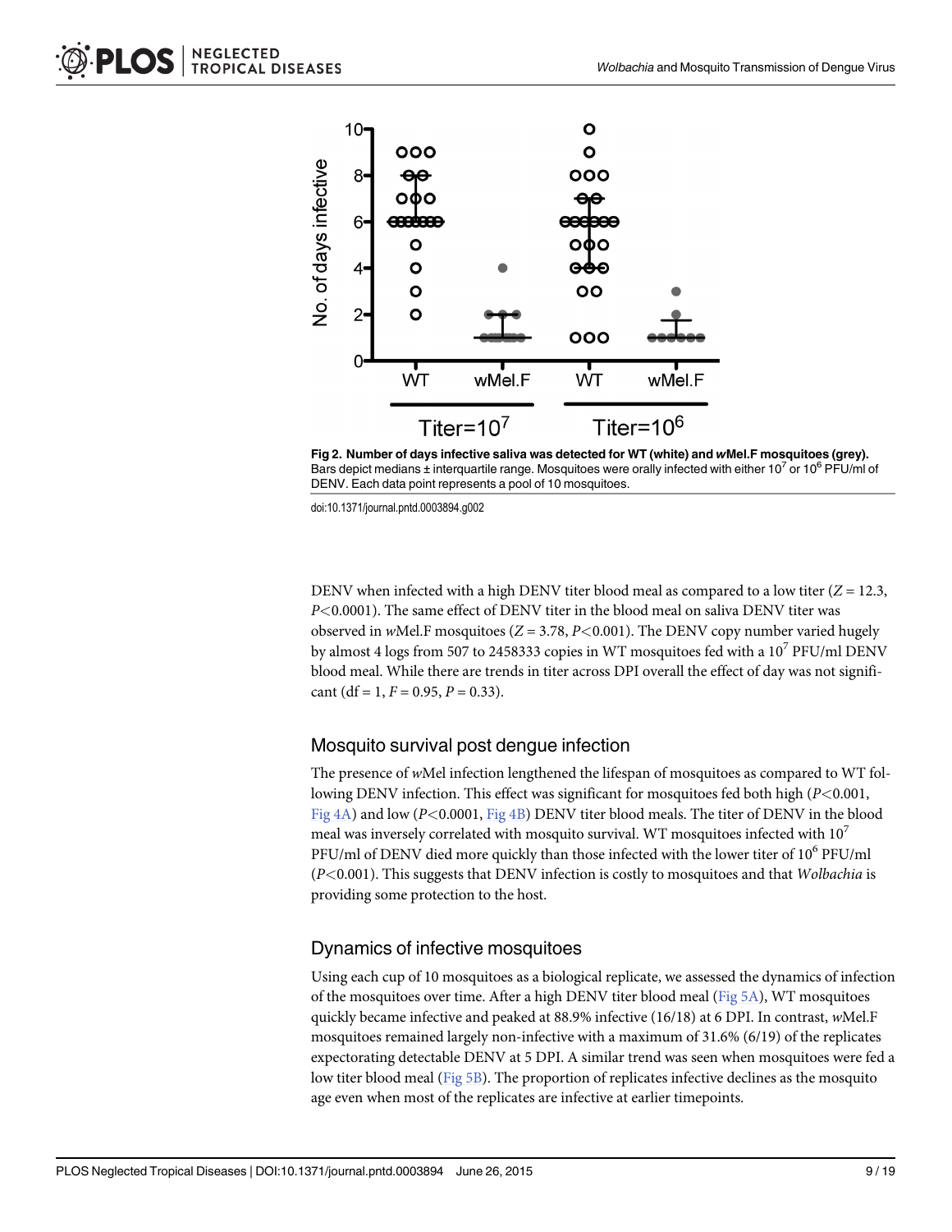**Fig 2. Number of days infective saliva was detected for WT (white) and *w*Mel.F mosquitoes (grey).** Bars depict medians ± interquartile range. Mosquitoes were orally infected with either $10^7$ or $10^6$ PFU/ml of DENV. Each data point represents a pool of 10 mosquitoes.

doi:10.1371/journal.pntd.0003894.g002

DENV when infected with a high DENV titer blood meal as compared to a low titer ($Z = 12.3$, $P<0.0001$). The same effect of DENV titer in the blood meal on saliva DENV titer was observed in *w*Mel.F mosquitoes ($Z = 3.78$, $P<0.001$). The DENV copy number varied hugely by almost 4 logs from 507 to 2458333 copies in WT mosquitoes fed with a $10^7$ PFU/ml DENV blood meal. While there are trends in titer across DPI overall the effect of day was not significant (df = 1, $F = 0.95$, $P = 0.33$).

## Mosquito survival post dengue infection

The presence of *w*Mel infection lengthened the lifespan of mosquitoes as compared to WT following DENV infection. This effect was significant for mosquitoes fed both high ($P<0.001$, Fig 4A) and low ($P<0.0001$, Fig 4B) DENV titer blood meals. The titer of DENV in the blood meal was inversely correlated with mosquito survival. WT mosquitoes infected with $10^7$ PFU/ml of DENV died more quickly than those infected with the lower titer of $10^6$ PFU/ml ($P<0.001$). This suggests that DENV infection is costly to mosquitoes and that *Wolbachia* is providing some protection to the host.

## Dynamics of infective mosquitoes

Using each cup of 10 mosquitoes as a biological replicate, we assessed the dynamics of infection of the mosquitoes over time. After a high DENV titer blood meal (Fig 5A), WT mosquitoes quickly became infective and peaked at 88.9% infective (16/18) at 6 DPI. In contrast, *w*Mel.F mosquitoes remained largely non-infective with a maximum of 31.6% (6/19) of the replicates expectorating detectable DENV at 5 DPI. A similar trend was seen when mosquitoes were fed a low titer blood meal (Fig 5B). The proportion of replicates infective declines as the mosquito age even when most of the replicates are infective at earlier timepoints.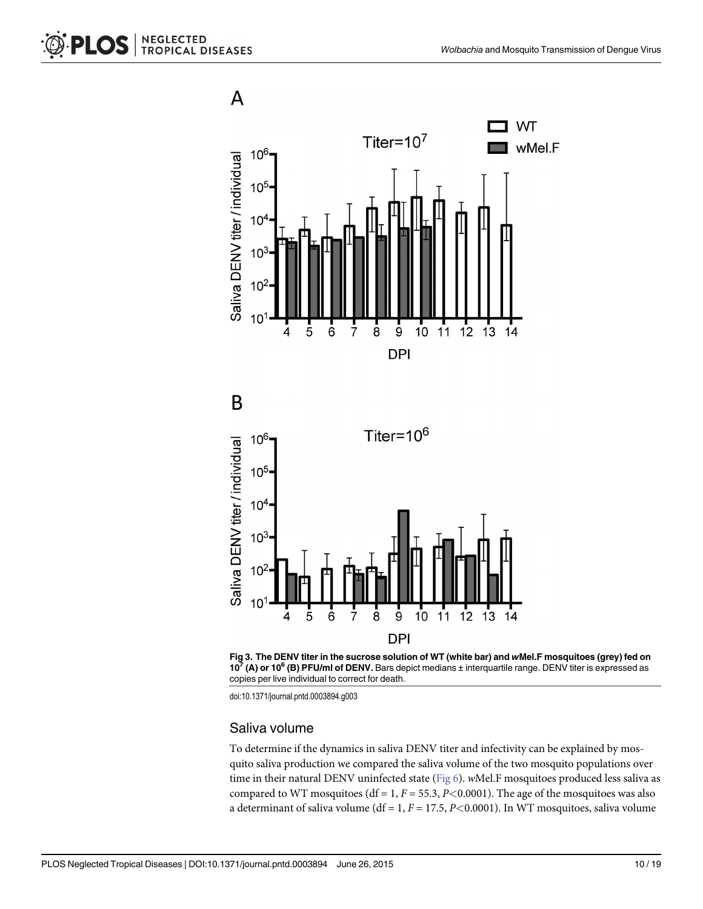Fig 3. The DENV titer in the sucrose solution of WT (white bar) and *w*Mel.F mosquitoes (grey) fed on $10^7$ (A) or $10^6$ (B) PFU/ml of DENV. Bars depict medians ± interquartile range. DENV titer is expressed as copies per live individual to correct for death.

doi:10.1371/journal.pntd.0003894.g003

## Saliva volume

To determine if the dynamics in saliva DENV titer and infectivity can be explained by mosquito saliva production we compared the saliva volume of the two mosquito populations over time in their natural DENV uninfected state (Fig 6). *w*Mel.F mosquitoes produced less saliva as compared to WT mosquitoes (df = 1, $F = 55.3$, $P<0.0001$). The age of the mosquitoes was also a determinant of saliva volume (df = 1, $F = 17.5$, $P<0.0001$). In WT mosquitoes, saliva volume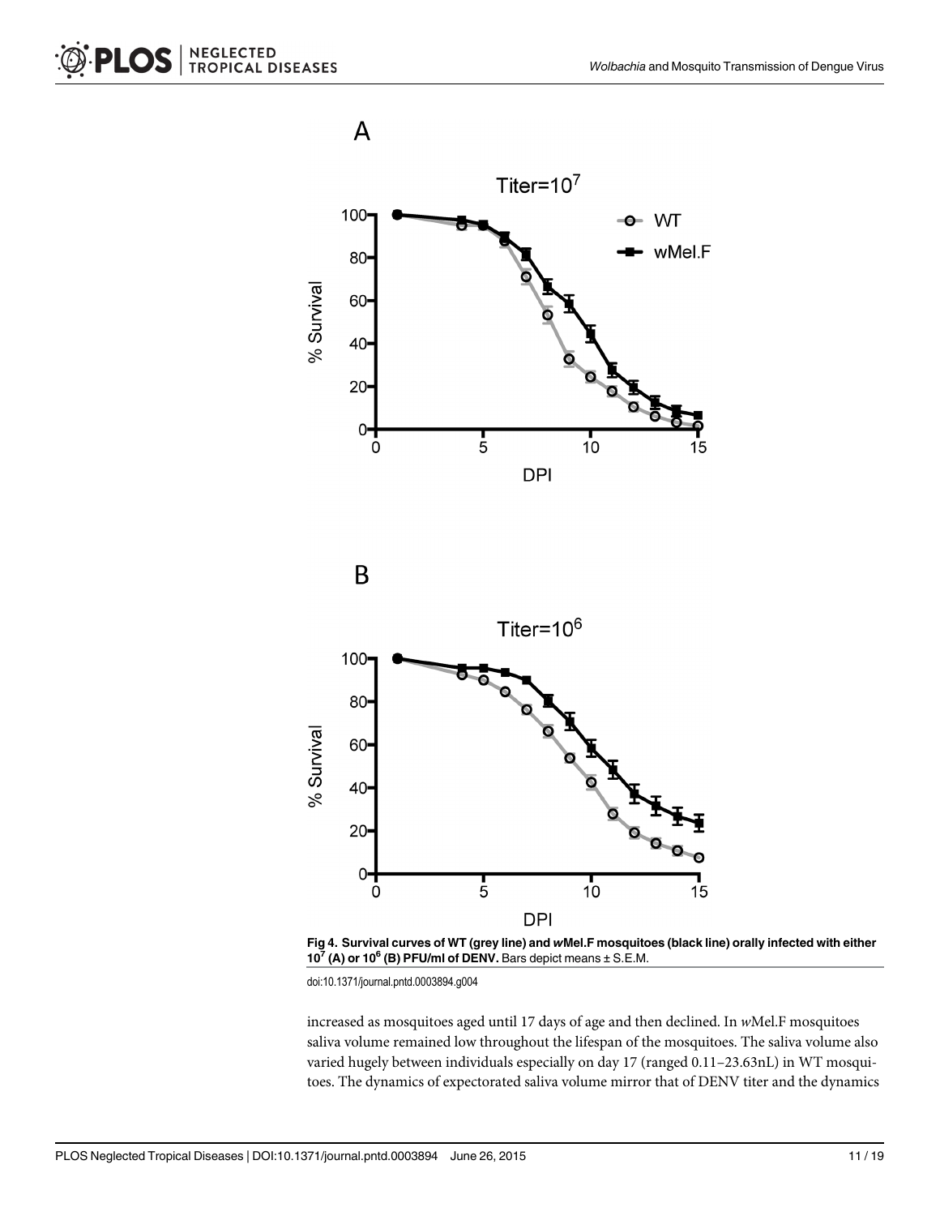Fig 4. Survival curves of WT (grey line) and *w*Mel.F mosquitoes (black line) orally infected with either $10^7$ (A) or $10^6$ (B) PFU/ml of DENV. Bars depict means ± S.E.M.

doi:10.1371/journal.pntd.0003894.g004

increased as mosquitoes aged until 17 days of age and then declined. In *w*Mel.F mosquitoes saliva volume remained low throughout the lifespan of the mosquitoes. The saliva volume also varied hugely between individuals especially on day 17 (ranged 0.11–23.63nL) in WT mosquitoes. The dynamics of expectorated saliva volume mirror that of DENV titer and the dynamics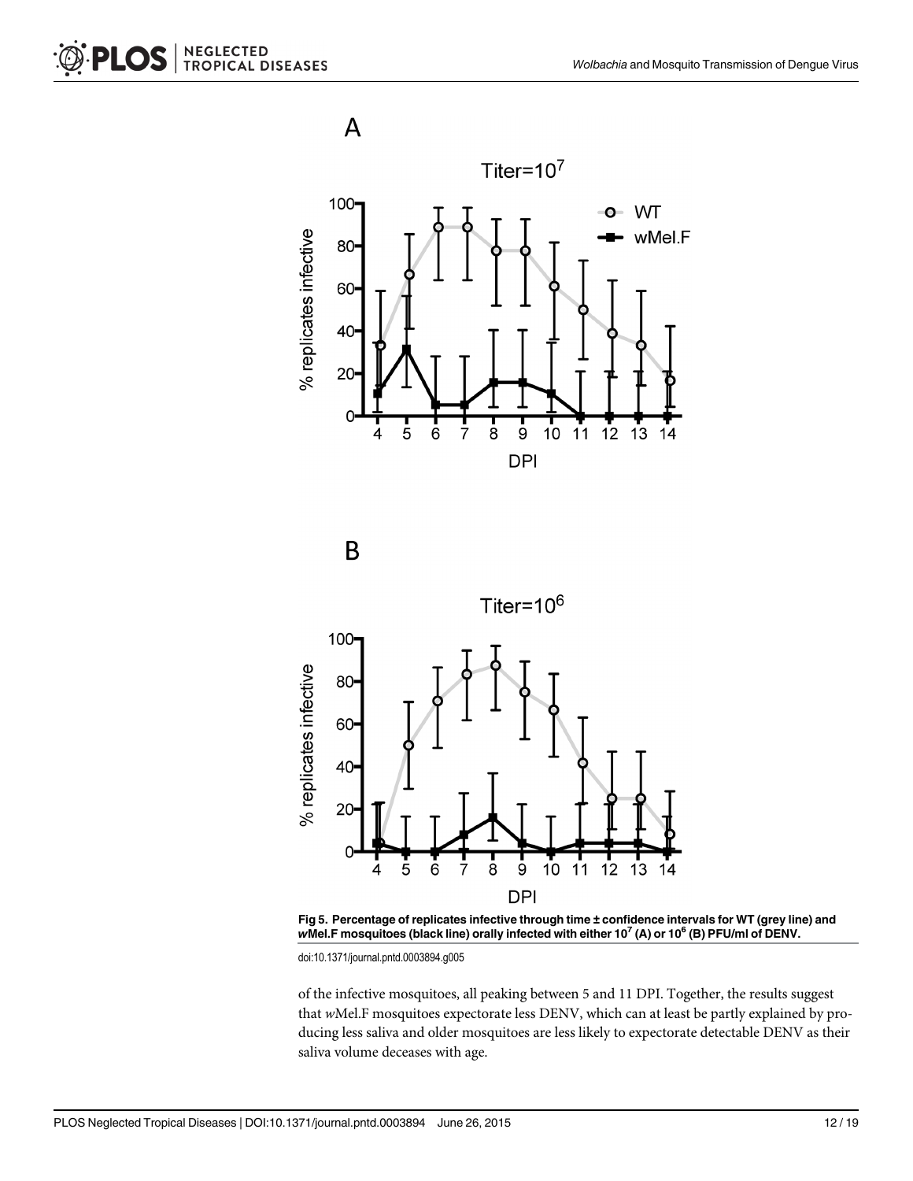Fig 5. Percentage of replicates infective through time ± confidence intervals for WT (grey line) and *w*Mel.F mosquitoes (black line) orally infected with either $10^7$ (A) or $10^6$ (B) PFU/ml of DENV.

doi:10.1371/journal.pntd.0003894.g005

of the infective mosquitoes, all peaking between 5 and 11 DPI. Together, the results suggest that *w*Mel.F mosquitoes expectorate less DENV, which can at least be partly explained by producing less saliva and older mosquitoes are less likely to expectorate detectable DENV as their saliva volume deceases with age.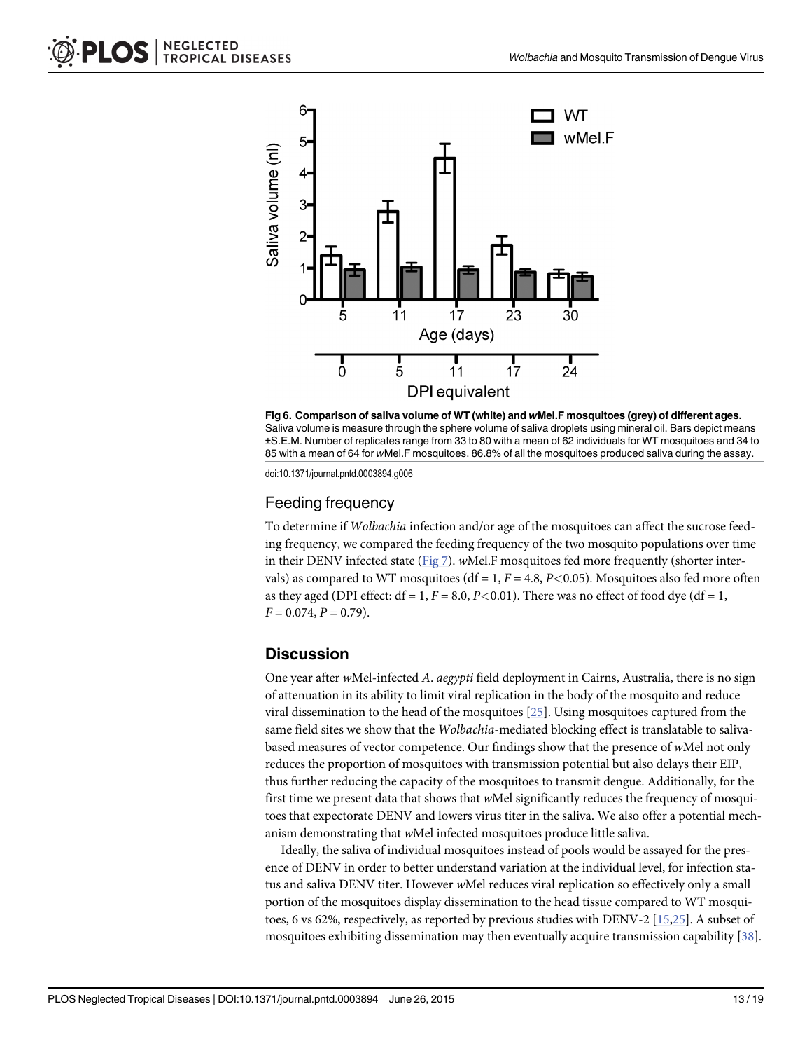Fig 6. Comparison of saliva volume of WT (white) and *w*Mel.F mosquitoes (grey) of different ages. Saliva volume is measure through the sphere volume of saliva droplets using mineral oil. Bars depict means ±S.E.M. Number of replicates range from 33 to 80 with a mean of 62 individuals for WT mosquitoes and 34 to 85 with a mean of 64 for *w*Mel.F mosquitoes. 86.8% of all the mosquitoes produced saliva during the assay.

doi:10.1371/journal.pntd.0003894.g006

## Feeding frequency

To determine if *Wolbachia* infection and/or age of the mosquitoes can affect the sucrose feeding frequency, we compared the feeding frequency of the two mosquito populations over time in their DENV infected state (Fig 7). *w*Mel.F mosquitoes fed more frequently (shorter intervals) as compared to WT mosquitoes (df = 1, $F = 4.8$, $P<0.05$). Mosquitoes also fed more often as they aged (DPI effect: df = 1, $F = 8.0$, $P<0.01$). There was no effect of food dye (df = 1, $F = 0.074$, $P = 0.79$).

# Discussion

One year after *w*Mel-infected *A. aegypti* field deployment in Cairns, Australia, there is no sign of attenuation in its ability to limit viral replication in the body of the mosquito and reduce viral dissemination to the head of the mosquitoes [25]. Using mosquitoes captured from the same field sites we show that the *Wolbachia*-mediated blocking effect is translatable to saliva-based measures of vector competence. Our findings show that the presence of *w*Mel not only reduces the proportion of mosquitoes with transmission potential but also delays their EIP, thus further reducing the capacity of the mosquitoes to transmit dengue. Additionally, for the first time we present data that shows that *w*Mel significantly reduces the frequency of mosquitoes that expectorate DENV and lowers virus titer in the saliva. We also offer a potential mechanism demonstrating that *w*Mel infected mosquitoes produce little saliva.

Ideally, the saliva of individual mosquitoes instead of pools would be assayed for the presence of DENV in order to better understand variation at the individual level, for infection status and saliva DENV titer. However *w*Mel reduces viral replication so effectively only a small portion of the mosquitoes display dissemination to the head tissue compared to WT mosquitoes, 6 vs 62%, respectively, as reported by previous studies with DENV-2 [15,25]. A subset of mosquitoes exhibiting dissemination may then eventually acquire transmission capability [38].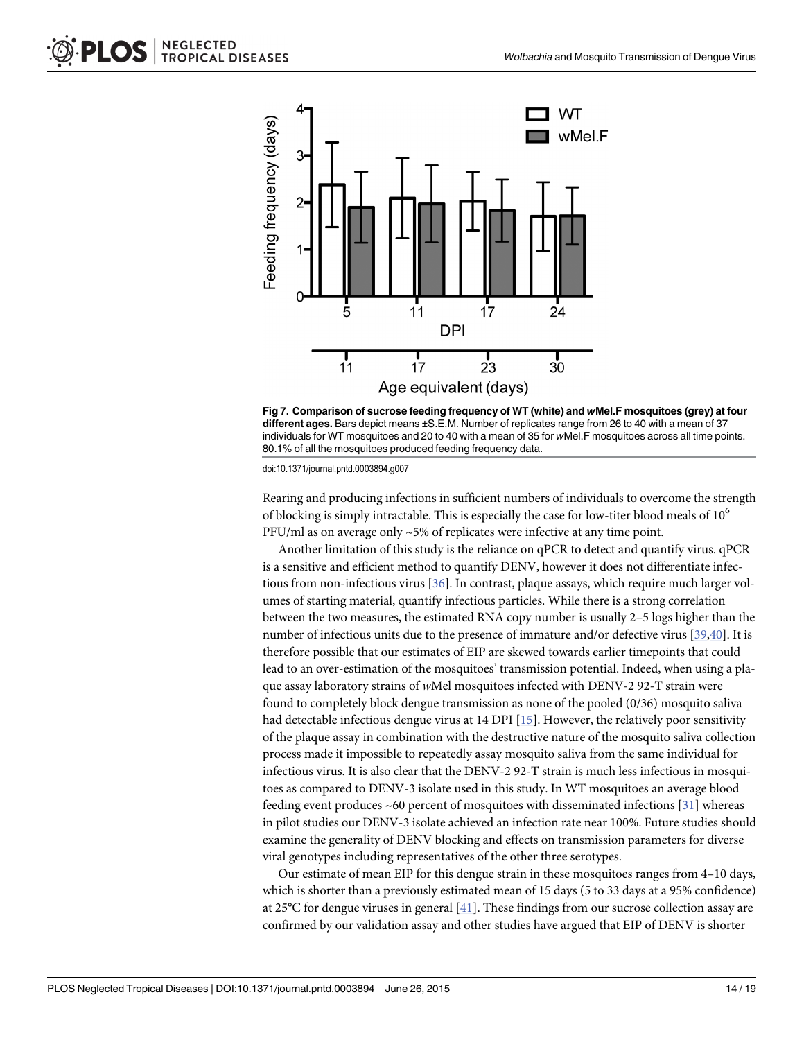**Fig 7. Comparison of sucrose feeding frequency of WT (white) and *w*Mel.F mosquitoes (grey) at four different ages.** Bars depict means ±S.E.M. Number of replicates range from 26 to 40 with a mean of 37 individuals for WT mosquitoes and 20 to 40 with a mean of 35 for *w*Mel.F mosquitoes across all time points. 80.1% of all the mosquitoes produced feeding frequency data.

doi:10.1371/journal.pntd.0003894.g007

Rearing and producing infections in sufficient numbers of individuals to overcome the strength of blocking is simply intractable. This is especially the case for low-titer blood meals of $10^6$ PFU/ml as on average only ~5% of replicates were infective at any time point.

Another limitation of this study is the reliance on qPCR to detect and quantify virus. qPCR is a sensitive and efficient method to quantify DENV, however it does not differentiate infectious from non-infectious virus [36]. In contrast, plaque assays, which require much larger volumes of starting material, quantify infectious particles. While there is a strong correlation between the two measures, the estimated RNA copy number is usually 2–5 logs higher than the number of infectious units due to the presence of immature and/or defective virus [39,40]. It is therefore possible that our estimates of EIP are skewed towards earlier timepoints that could lead to an over-estimation of the mosquitoes' transmission potential. Indeed, when using a plaque assay laboratory strains of *w*Mel mosquitoes infected with DENV-2 92-T strain were found to completely block dengue transmission as none of the pooled (0/36) mosquito saliva had detectable infectious dengue virus at 14 DPI [15]. However, the relatively poor sensitivity of the plaque assay in combination with the destructive nature of the mosquito saliva collection process made it impossible to repeatedly assay mosquito saliva from the same individual for infectious virus. It is also clear that the DENV-2 92-T strain is much less infectious in mosquitoes as compared to DENV-3 isolate used in this study. In WT mosquitoes an average blood feeding event produces ~60 percent of mosquitoes with disseminated infections [31] whereas in pilot studies our DENV-3 isolate achieved an infection rate near 100%. Future studies should examine the generality of DENV blocking and effects on transmission parameters for diverse viral genotypes including representatives of the other three serotypes.

Our estimate of mean EIP for this dengue strain in these mosquitoes ranges from 4–10 days, which is shorter than a previously estimated mean of 15 days (5 to 33 days at a 95% confidence) at 25°C for dengue viruses in general [41]. These findings from our sucrose collection assay are confirmed by our validation assay and other studies have argued that EIP of DENV is shorter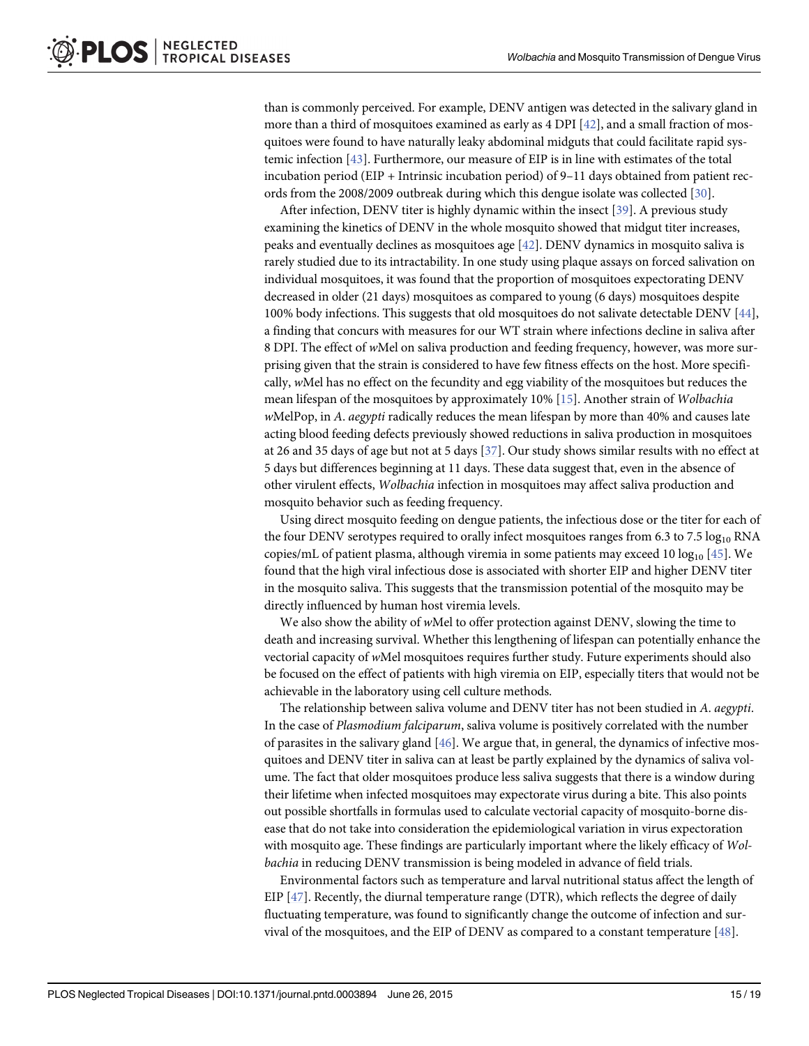than is commonly perceived. For example, DENV antigen was detected in the salivary gland in more than a third of mosquitoes examined as early as 4 DPI [42], and a small fraction of mosquitoes were found to have naturally leaky abdominal midguts that could facilitate rapid systemic infection [43]. Furthermore, our measure of EIP is in line with estimates of the total incubation period (EIP + Intrinsic incubation period) of 9–11 days obtained from patient records from the 2008/2009 outbreak during which this dengue isolate was collected [30].

After infection, DENV titer is highly dynamic within the insect [39]. A previous study examining the kinetics of DENV in the whole mosquito showed that midgut titer increases, peaks and eventually declines as mosquitoes age [42]. DENV dynamics in mosquito saliva is rarely studied due to its intractability. In one study using plaque assays on forced salivation on individual mosquitoes, it was found that the proportion of mosquitoes expectorating DENV decreased in older (21 days) mosquitoes as compared to young (6 days) mosquitoes despite 100% body infections. This suggests that old mosquitoes do not salivate detectable DENV [44], a finding that concurs with measures for our WT strain where infections decline in saliva after 8 DPI. The effect of *w*Mel on saliva production and feeding frequency, however, was more surprising given that the strain is considered to have few fitness effects on the host. More specifically, *w*Mel has no effect on the fecundity and egg viability of the mosquitoes but reduces the mean lifespan of the mosquitoes by approximately 10% [15]. Another strain of *Wolbachia* *w*MelPop, in *A. aegypti* radically reduces the mean lifespan by more than 40% and causes late acting blood feeding defects previously showed reductions in saliva production in mosquitoes at 26 and 35 days of age but not at 5 days [37]. Our study shows similar results with no effect at 5 days but differences beginning at 11 days. These data suggest that, even in the absence of other virulent effects, *Wolbachia* infection in mosquitoes may affect saliva production and mosquito behavior such as feeding frequency.

Using direct mosquito feeding on dengue patients, the infectious dose or the titer for each of the four DENV serotypes required to orally infect mosquitoes ranges from 6.3 to 7.5 $\log_{10}$ RNA copies/mL of patient plasma, although viremia in some patients may exceed 10 $\log_{10}$ [45]. We found that the high viral infectious dose is associated with shorter EIP and higher DENV titer in the mosquito saliva. This suggests that the transmission potential of the mosquito may be directly influenced by human host viremia levels.

We also show the ability of *w*Mel to offer protection against DENV, slowing the time to death and increasing survival. Whether this lengthening of lifespan can potentially enhance the vectorial capacity of *w*Mel mosquitoes requires further study. Future experiments should also be focused on the effect of patients with high viremia on EIP, especially titers that would not be achievable in the laboratory using cell culture methods.

The relationship between saliva volume and DENV titer has not been studied in *A. aegypti*. In the case of *Plasmodium falciparum*, saliva volume is positively correlated with the number of parasites in the salivary gland [46]. We argue that, in general, the dynamics of infective mosquitoes and DENV titer in saliva can at least be partly explained by the dynamics of saliva volume. The fact that older mosquitoes produce less saliva suggests that there is a window during their lifetime when infected mosquitoes may expectorate virus during a bite. This also points out possible shortfalls in formulas used to calculate vectorial capacity of mosquito-borne disease that do not take into consideration the epidemiological variation in virus expectoration with mosquito age. These findings are particularly important where the likely efficacy of *Wolbachia* in reducing DENV transmission is being modeled in advance of field trials.

Environmental factors such as temperature and larval nutritional status affect the length of EIP [47]. Recently, the diurnal temperature range (DTR), which reflects the degree of daily fluctuating temperature, was found to significantly change the outcome of infection and survival of the mosquitoes, and the EIP of DENV as compared to a constant temperature [48].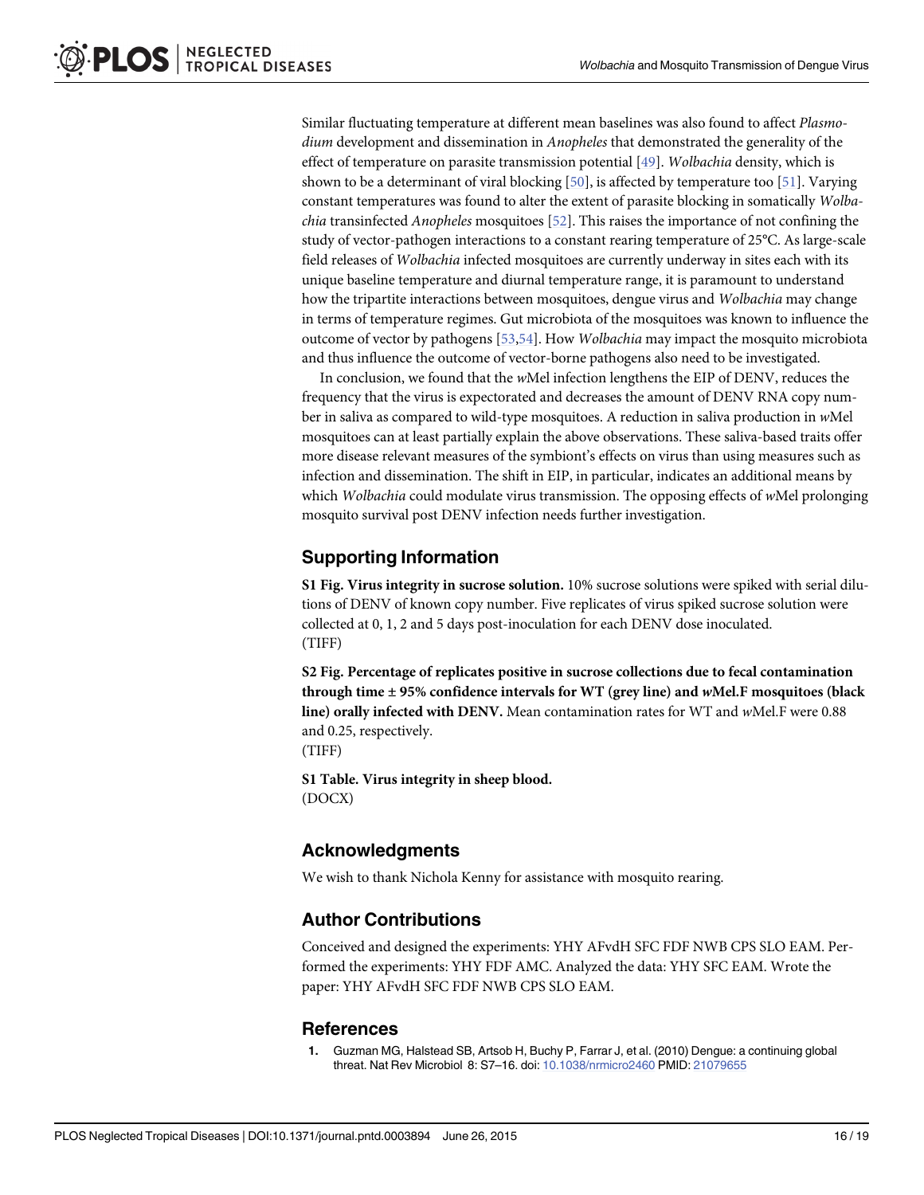Similar fluctuating temperature at different mean baselines was also found to affect *Plasmodium* development and dissemination in *Anopheles* that demonstrated the generality of the effect of temperature on parasite transmission potential [49]. *Wolbachia* density, which is shown to be a determinant of viral blocking [50], is affected by temperature too [51]. Varying constant temperatures was found to alter the extent of parasite blocking in somatically *Wolbachia* transinfected *Anopheles* mosquitoes [52]. This raises the importance of not confining the study of vector-pathogen interactions to a constant rearing temperature of 25°C. As large-scale field releases of *Wolbachia* infected mosquitoes are currently underway in sites each with its unique baseline temperature and diurnal temperature range, it is paramount to understand how the tripartite interactions between mosquitoes, dengue virus and *Wolbachia* may change in terms of temperature regimes. Gut microbiota of the mosquitoes was known to influence the outcome of vector by pathogens [53,54]. How *Wolbachia* may impact the mosquito microbiota and thus influence the outcome of vector-borne pathogens also need to be investigated.

In conclusion, we found that the *w*Mel infection lengthens the EIP of DENV, reduces the frequency that the virus is expectorated and decreases the amount of DENV RNA copy number in saliva as compared to wild-type mosquitoes. A reduction in saliva production in *w*Mel mosquitoes can at least partially explain the above observations. These saliva-based traits offer more disease relevant measures of the symbiont's effects on virus than using measures such as infection and dissemination. The shift in EIP, in particular, indicates an additional means by which *Wolbachia* could modulate virus transmission. The opposing effects of *w*Mel prolonging mosquito survival post DENV infection needs further investigation.

## Supporting Information

**S1 Fig. Virus integrity in sucrose solution.** 10% sucrose solutions were spiked with serial dilutions of DENV of known copy number. Five replicates of virus spiked sucrose solution were collected at 0, 1, 2 and 5 days post-inoculation for each DENV dose inoculated.
(TIFF)

**S2 Fig. Percentage of replicates positive in sucrose collections due to fecal contamination through time ± 95% confidence intervals for WT (grey line) and *w*Mel.F mosquitoes (black line) orally infected with DENV.** Mean contamination rates for WT and *w*Mel.F were 0.88 and 0.25, respectively.
(TIFF)

**S1 Table. Virus integrity in sheep blood.**
(DOCX)

## Acknowledgments

We wish to thank Nichola Kenny for assistance with mosquito rearing.

## Author Contributions

Conceived and designed the experiments: YHY AFvdH SFC FDF NWB CPS SLO EAM. Performed the experiments: YHY FDF AMC. Analyzed the data: YHY SFC EAM. Wrote the paper: YHY AFvdH SFC FDF NWB CPS SLO EAM.

## References

1. Guzman MG, Halstead SB, Artsob H, Buchy P, Farrar J, et al. (2010) Dengue: a continuing global threat. Nat Rev Microbiol 8: S7–16. doi: 10.1038/nrmicro2460 PMID: 21079655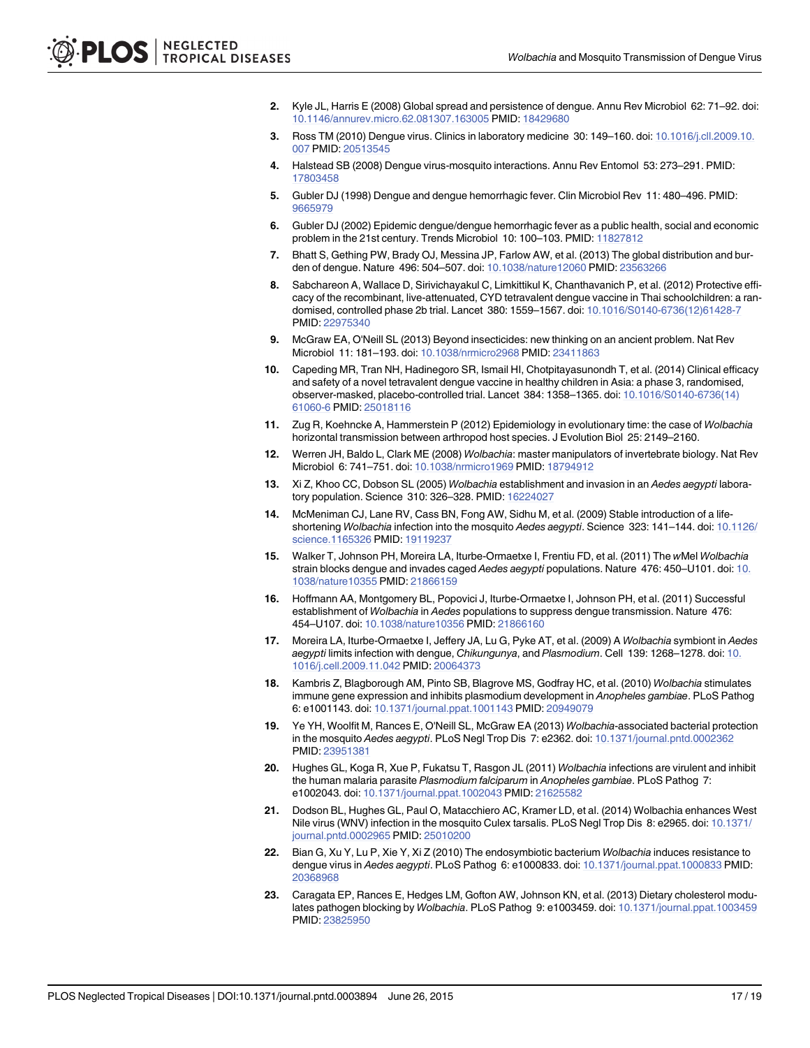2. Kyle JL, Harris E (2008) Global spread and persistence of dengue. Annu Rev Microbiol 62: 71–92. doi: 10.1146/annurev.micro.62.081307.163005 PMID: 18429680
3. Ross TM (2010) Dengue virus. Clinics in laboratory medicine 30: 149–160. doi: 10.1016/j.cll.2009.10.007 PMID: 20513545
4. Halstead SB (2008) Dengue virus-mosquito interactions. Annu Rev Entomol 53: 273–291. PMID: 17803458
5. Gubler DJ (1998) Dengue and dengue hemorrhagic fever. Clin Microbiol Rev 11: 480–496. PMID: 9665979
6. Gubler DJ (2002) Epidemic dengue/dengue hemorrhagic fever as a public health, social and economic problem in the 21st century. Trends Microbiol 10: 100–103. PMID: 11827812
7. Bhatt S, Gething PW, Brady OJ, Messina JP, Farlow AW, et al. (2013) The global distribution and burden of dengue. Nature 496: 504–507. doi: 10.1038/nature12060 PMID: 23563266
8. Sabchareon A, Wallace D, Sirivichayakul C, Limkittikul K, Chanthavanich P, et al. (2012) Protective efficacy of the recombinant, live-attenuated, CYD tetravalent dengue vaccine in Thai schoolchildren: a randomised, controlled phase 2b trial. Lancet 380: 1559–1567. doi: 10.1016/S0140-6736(12)61428-7 PMID: 22975340
9. McGraw EA, O'Neill SL (2013) Beyond insecticides: new thinking on an ancient problem. Nat Rev Microbiol 11: 181–193. doi: 10.1038/nrmicro2968 PMID: 23411863
10. Capeding MR, Tran NH, Hadinegoro SR, Ismail HI, Chotpitayasunondh T, et al. (2014) Clinical efficacy and safety of a novel tetravalent dengue vaccine in healthy children in Asia: a phase 3, randomised, observer-masked, placebo-controlled trial. Lancet 384: 1358–1365. doi: 10.1016/S0140-6736(14)61060-6 PMID: 25018116
11. Zug R, Koehncke A, Hammerstein P (2012) Epidemiology in evolutionary time: the case of *Wolbachia* horizontal transmission between arthropod host species. J Evolution Biol 25: 2149–2160.
12. Werren JH, Baldo L, Clark ME (2008) *Wolbachia*: master manipulators of invertebrate biology. Nat Rev Microbiol 6: 741–751. doi: 10.1038/nrmicro1969 PMID: 18794912
13. Xi Z, Khoo CC, Dobson SL (2005) *Wolbachia* establishment and invasion in an *Aedes aegypti* laboratory population. Science 310: 326–328. PMID: 16224027
14. McMeniman CJ, Lane RV, Cass BN, Fong AW, Sidhu M, et al. (2009) Stable introduction of a life-shortening *Wolbachia* infection into the mosquito *Aedes aegypti*. Science 323: 141–144. doi: 10.1126/science.1165326 PMID: 19119237
15. Walker T, Johnson PH, Moreira LA, Iturbe-Ormaetxe I, Frentiu FD, et al. (2011) The *w*Mel *Wolbachia* strain blocks dengue and invades caged *Aedes aegypti* populations. Nature 476: 450–U101. doi: 10.1038/nature10355 PMID: 21866159
16. Hoffmann AA, Montgomery BL, Popovici J, Iturbe-Ormaetxe I, Johnson PH, et al. (2011) Successful establishment of *Wolbachia* in *Aedes* populations to suppress dengue transmission. Nature 476: 454–U107. doi: 10.1038/nature10356 PMID: 21866160
17. Moreira LA, Iturbe-Ormaetxe I, Jeffery JA, Lu G, Pyke AT, et al. (2009) A *Wolbachia* symbiont in *Aedes aegypti* limits infection with dengue, *Chikungunya*, and *Plasmodium*. Cell 139: 1268–1278. doi: 10.1016/j.cell.2009.11.042 PMID: 20064373
18. Kambris Z, Blagborough AM, Pinto SB, Blagrove MS, Godfray HC, et al. (2010) *Wolbachia* stimulates immune gene expression and inhibits plasmodium development in *Anopheles gambiae*. PLoS Pathog 6: e1001143. doi: 10.1371/journal.ppat.1001143 PMID: 20949079
19. Ye YH, Woolfit M, Rances E, O'Neill SL, McGraw EA (2013) *Wolbachia*-associated bacterial protection in the mosquito *Aedes aegypti*. PLoS Negl Trop Dis 7: e2362. doi: 10.1371/journal.pntd.0002362 PMID: 23951381
20. Hughes GL, Koga R, Xue P, Fukatsu T, Rasgon JL (2011) *Wolbachia* infections are virulent and inhibit the human malaria parasite *Plasmodium falciparum* in *Anopheles gambiae*. PLoS Pathog 7: e1002043. doi: 10.1371/journal.ppat.1002043 PMID: 21625582
21. Dodson BL, Hughes GL, Paul O, Matacchiero AC, Kramer LD, et al. (2014) Wolbachia enhances West Nile virus (WNV) infection in the mosquito Culex tarsalis. PLoS Negl Trop Dis 8: e2965. doi: 10.1371/journal.pntd.0002965 PMID: 25010200
22. Bian G, Xu Y, Lu P, Xie Y, Xi Z (2010) The endosymbiotic bacterium *Wolbachia* induces resistance to dengue virus in *Aedes aegypti*. PLoS Pathog 6: e1000833. doi: 10.1371/journal.ppat.1000833 PMID: 20368968
23. Caragata EP, Rances E, Hedges LM, Gofton AW, Johnson KN, et al. (2013) Dietary cholesterol modulates pathogen blocking by *Wolbachia*. PLoS Pathog 9: e1003459. doi: 10.1371/journal.ppat.1003459 PMID: 23825950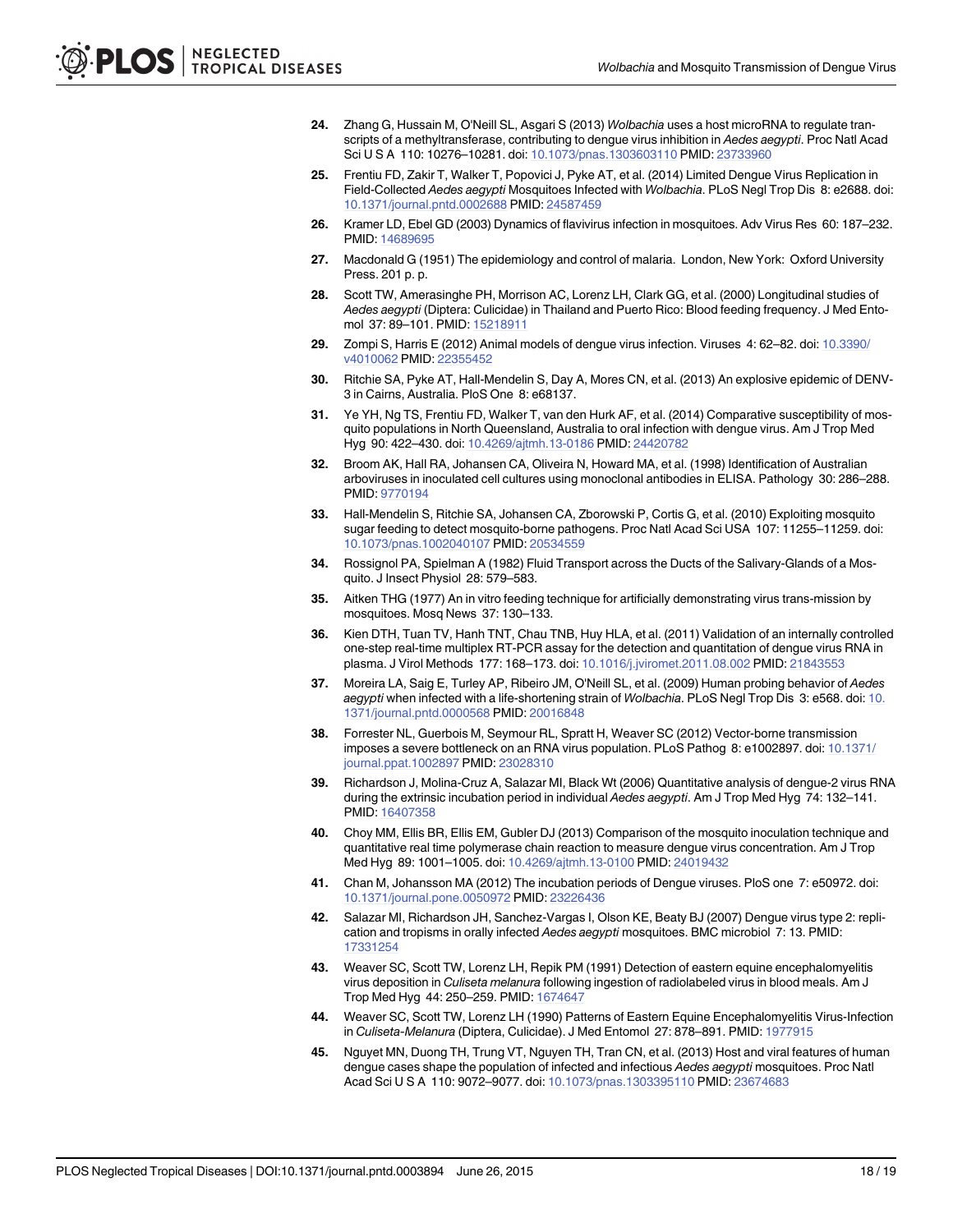24. Zhang G, Hussain M, O'Neill SL, Asgari S (2013) *Wolbachia* uses a host microRNA to regulate transcripts of a methyltransferase, contributing to dengue virus inhibition in *Aedes aegypti*. Proc Natl Acad Sci U S A 110: 10276–10281. doi: 10.1073/pnas.1303603110 PMID: 23733960

25. Frentiu FD, Zakir T, Walker T, Popovici J, Pyke AT, et al. (2014) Limited Dengue Virus Replication in Field-Collected *Aedes aegypti* Mosquitoes Infected with *Wolbachia*. PLoS Negl Trop Dis 8: e2688. doi: 10.1371/journal.pntd.0002688 PMID: 24587459

26. Kramer LD, Ebel GD (2003) Dynamics of flavivirus infection in mosquitoes. Adv Virus Res 60: 187–232. PMID: 14689695

27. Macdonald G (1951) The epidemiology and control of malaria. London, New York: Oxford University Press. 201 p. p.

28. Scott TW, Amerasinghe PH, Morrison AC, Lorenz LH, Clark GG, et al. (2000) Longitudinal studies of *Aedes aegypti* (Diptera: Culicidae) in Thailand and Puerto Rico: Blood feeding frequency. J Med Entomol 37: 89–101. PMID: 15218911

29. Zompi S, Harris E (2012) Animal models of dengue virus infection. Viruses 4: 62–82. doi: 10.3390/v4010062 PMID: 22355452

30. Ritchie SA, Pyke AT, Hall-Mendelin S, Day A, Mores CN, et al. (2013) An explosive epidemic of DENV-3 in Cairns, Australia. PloS One 8: e68137.

31. Ye YH, Ng TS, Frentiu FD, Walker T, van den Hurk AF, et al. (2014) Comparative susceptibility of mosquito populations in North Queensland, Australia to oral infection with dengue virus. Am J Trop Med Hyg 90: 422–430. doi: 10.4269/ajtmh.13-0186 PMID: 24420782

32. Broom AK, Hall RA, Johansen CA, Oliveira N, Howard MA, et al. (1998) Identification of Australian arboviruses in inoculated cell cultures using monoclonal antibodies in ELISA. Pathology 30: 286–288. PMID: 9770194

33. Hall-Mendelin S, Ritchie SA, Johansen CA, Zborowski P, Cortis G, et al. (2010) Exploiting mosquito sugar feeding to detect mosquito-borne pathogens. Proc Natl Acad Sci USA 107: 11255–11259. doi: 10.1073/pnas.1002040107 PMID: 20534559

34. Rossignol PA, Spielman A (1982) Fluid Transport across the Ducts of the Salivary-Glands of a Mosquito. J Insect Physiol 28: 579–583.

35. Aitken THG (1977) An in vitro feeding technique for artificially demonstrating virus trans-mission by mosquitoes. Mosq News 37: 130–133.

36. Kien DTH, Tuan TV, Hanh TNT, Chau TNB, Huy HLA, et al. (2011) Validation of an internally controlled one-step real-time multiplex RT-PCR assay for the detection and quantitation of dengue virus RNA in plasma. J Virol Methods 177: 168–173. doi: 10.1016/j.jviromet.2011.08.002 PMID: 21843553

37. Moreira LA, Saig E, Turley AP, Ribeiro JM, O'Neill SL, et al. (2009) Human probing behavior of *Aedes aegypti* when infected with a life-shortening strain of *Wolbachia*. PLoS Negl Trop Dis 3: e568. doi: 10.1371/journal.pntd.0000568 PMID: 20016848

38. Forrester NL, Guerbois M, Seymour RL, Spratt H, Weaver SC (2012) Vector-borne transmission imposes a severe bottleneck on an RNA virus population. PLoS Pathog 8: e1002897. doi: 10.1371/journal.ppat.1002897 PMID: 23028310

39. Richardson J, Molina-Cruz A, Salazar MI, Black Wt (2006) Quantitative analysis of dengue-2 virus RNA during the extrinsic incubation period in individual *Aedes aegypti*. Am J Trop Med Hyg 74: 132–141. PMID: 16407358

40. Choy MM, Ellis BR, Ellis EM, Gubler DJ (2013) Comparison of the mosquito inoculation technique and quantitative real time polymerase chain reaction to measure dengue virus concentration. Am J Trop Med Hyg 89: 1001–1005. doi: 10.4269/ajtmh.13-0100 PMID: 24019432

41. Chan M, Johansson MA (2012) The incubation periods of Dengue viruses. PloS one 7: e50972. doi: 10.1371/journal.pone.0050972 PMID: 23226436

42. Salazar MI, Richardson JH, Sanchez-Vargas I, Olson KE, Beaty BJ (2007) Dengue virus type 2: replication and tropisms in orally infected *Aedes aegypti* mosquitoes. BMC microbiol 7: 13. PMID: 17331254

43. Weaver SC, Scott TW, Lorenz LH, Repik PM (1991) Detection of eastern equine encephalomyelitis virus deposition in *Culiseta melanura* following ingestion of radiolabeled virus in blood meals. Am J Trop Med Hyg 44: 250–259. PMID: 1674647

44. Weaver SC, Scott TW, Lorenz LH (1990) Patterns of Eastern Equine Encephalomyelitis Virus-Infection in *Culiseta-Melanura* (Diptera, Culicidae). J Med Entomol 27: 878–891. PMID: 1977915

45. Nguyet MN, Duong TH, Trung VT, Nguyen TH, Tran CN, et al. (2013) Host and viral features of human dengue cases shape the population of infected and infectious *Aedes aegypti* mosquitoes. Proc Natl Acad Sci U S A 110: 9072–9077. doi: 10.1073/pnas.1303395110 PMID: 23674683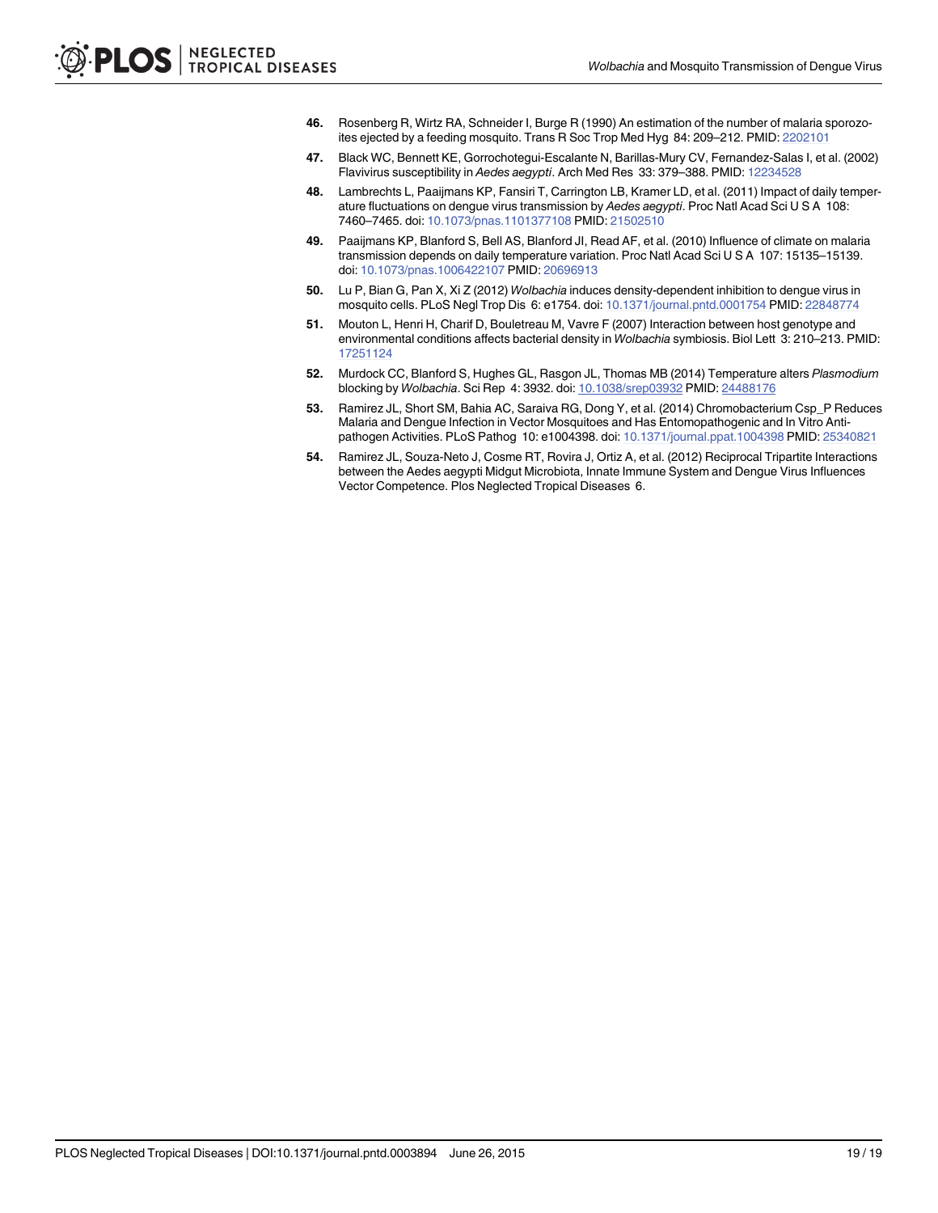46. Rosenberg R, Wirtz RA, Schneider I, Burge R (1990) An estimation of the number of malaria sporozoites ejected by a feeding mosquito. Trans R Soc Trop Med Hyg 84: 209–212. PMID: 2202101

47. Black WC, Bennett KE, Gorrochotegui-Escalante N, Barillas-Mury CV, Fernandez-Salas I, et al. (2002) Flavivirus susceptibility in *Aedes aegypti*. Arch Med Res 33: 379–388. PMID: 12234528

48. Lambrechts L, Paaijmans KP, Fansiri T, Carrington LB, Kramer LD, et al. (2011) Impact of daily temperature fluctuations on dengue virus transmission by *Aedes aegypti*. Proc Natl Acad Sci U S A 108: 7460–7465. doi: 10.1073/pnas.1101377108 PMID: 21502510

49. Paaijmans KP, Blanford S, Bell AS, Blanford JI, Read AF, et al. (2010) Influence of climate on malaria transmission depends on daily temperature variation. Proc Natl Acad Sci U S A 107: 15135–15139. doi: 10.1073/pnas.1006422107 PMID: 20696913

50. Lu P, Bian G, Pan X, Xi Z (2012) *Wolbachia* induces density-dependent inhibition to dengue virus in mosquito cells. PLoS Negl Trop Dis 6: e1754. doi: 10.1371/journal.pntd.0001754 PMID: 22848774

51. Mouton L, Henri H, Charif D, Bouletreau M, Vavre F (2007) Interaction between host genotype and environmental conditions affects bacterial density in *Wolbachia* symbiosis. Biol Lett 3: 210–213. PMID: 17251124

52. Murdock CC, Blanford S, Hughes GL, Rasgon JL, Thomas MB (2014) Temperature alters *Plasmodium* blocking by *Wolbachia*. Sci Rep 4: 3932. doi: 10.1038/srep03932 PMID: 24488176

53. Ramirez JL, Short SM, Bahia AC, Saraiva RG, Dong Y, et al. (2014) Chromobacterium Csp_P Reduces Malaria and Dengue Infection in Vector Mosquitoes and Has Entomopathogenic and In Vitro Anti-pathogen Activities. PLoS Pathog 10: e1004398. doi: 10.1371/journal.ppat.1004398 PMID: 25340821

54. Ramirez JL, Souza-Neto J, Cosme RT, Rovira J, Ortiz A, et al. (2012) Reciprocal Tripartite Interactions between the Aedes aegypti Midgut Microbiota, Innate Immune System and Dengue Virus Influences Vector Competence. Plos Neglected Tropical Diseases 6.